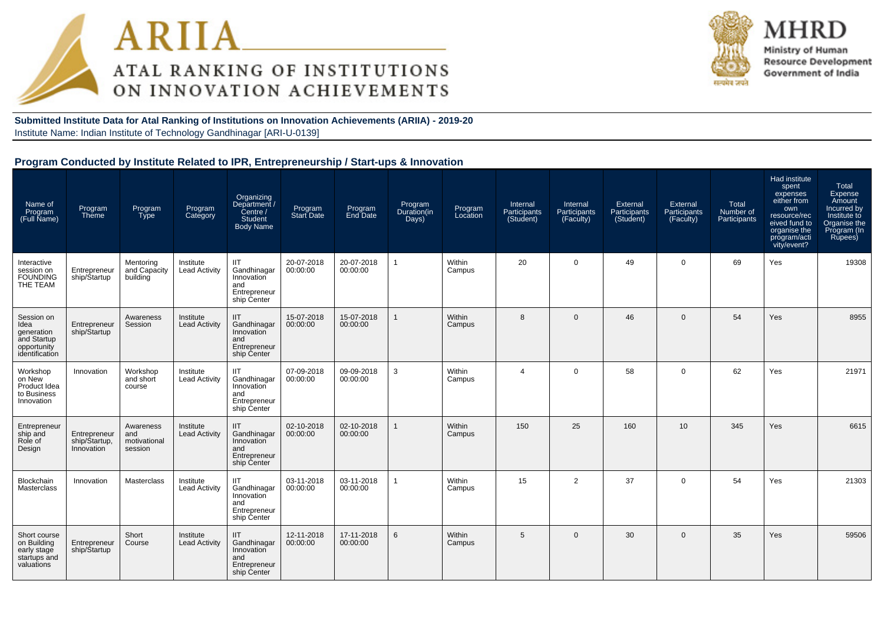# ARIIA

## ATAL RANKING OF INSTITUTIONS ON INNOVATION ACHIEVEMENTS

MHRD
Ministry of Human Resource Development
Government of India

**Submitted Institute Data for Atal Ranking of Institutions on Innovation Achievements (ARIIA) - 2019-20**
Institute Name: Indian Institute of Technology Gandhinagar [ARI-U-0139]

### Program Conducted by Institute Related to IPR, Entrepreneurship / Start-ups & Innovation

| Name of Program (Full Name) | Program Theme | Program Type | Program Category | Organizing Department / Centre / Student Body Name | Program Start Date | Program End Date | Program Duration(in Days) | Program Location | Internal Participants (Student) | Internal Participants (Faculty) | External Participants (Student) | External Participants (Faculty) | Total Number of Participants | Had institute spent expenses either from own resource/received fund to organise the program/activity/event? | Total Expense Amount Incurred by Institute to Organise the Program (In Rupees) |
|---|---|---|---|---|---|---|---|---|---|---|---|---|---|---|---|
| Interactive session on FOUNDING THE TEAM | Entrepreneurship/Startup | Mentoring and Capacity building | Institute Lead Activity | IIT Gandhinagar Innovation and Entrepreneurship Center | 20-07-2018 00:00:00 | 20-07-2018 00:00:00 | 1 | Within Campus | 20 | 0 | 49 | 0 | 69 | Yes | 19308 |
| Session on Idea generation and Startup opportunity identification | Entrepreneurship/Startup | Awareness Session | Institute Lead Activity | IIT Gandhinagar Innovation and Entrepreneurship Center | 15-07-2018 00:00:00 | 15-07-2018 00:00:00 | 1 | Within Campus | 8 | 0 | 46 | 0 | 54 | Yes | 8955 |
| Workshop on New Product Idea to Business Innovation | Innovation | Workshop and short course | Institute Lead Activity | IIT Gandhinagar Innovation and Entrepreneurship Center | 07-09-2018 00:00:00 | 09-09-2018 00:00:00 | 3 | Within Campus | 4 | 0 | 58 | 0 | 62 | Yes | 21971 |
| Entrepreneurship and Role of Design | Entrepreneurship/Startup, Innovation | Awareness and motivational session | Institute Lead Activity | IIT Gandhinagar Innovation and Entrepreneurship Center | 02-10-2018 00:00:00 | 02-10-2018 00:00:00 | 1 | Within Campus | 150 | 25 | 160 | 10 | 345 | Yes | 6615 |
| Blockchain Masterclass | Innovation | Masterclass | Institute Lead Activity | IIT Gandhinagar Innovation and Entrepreneurship Center | 03-11-2018 00:00:00 | 03-11-2018 00:00:00 | 1 | Within Campus | 15 | 2 | 37 | 0 | 54 | Yes | 21303 |
| Short course on Building early stage startups and valuations | Entrepreneurship/Startup | Short Course | Institute Lead Activity | IIT Gandhinagar Innovation and Entrepreneurship Center | 12-11-2018 00:00:00 | 17-11-2018 00:00:00 | 6 | Within Campus | 5 | 0 | 30 | 0 | 35 | Yes | 59506 |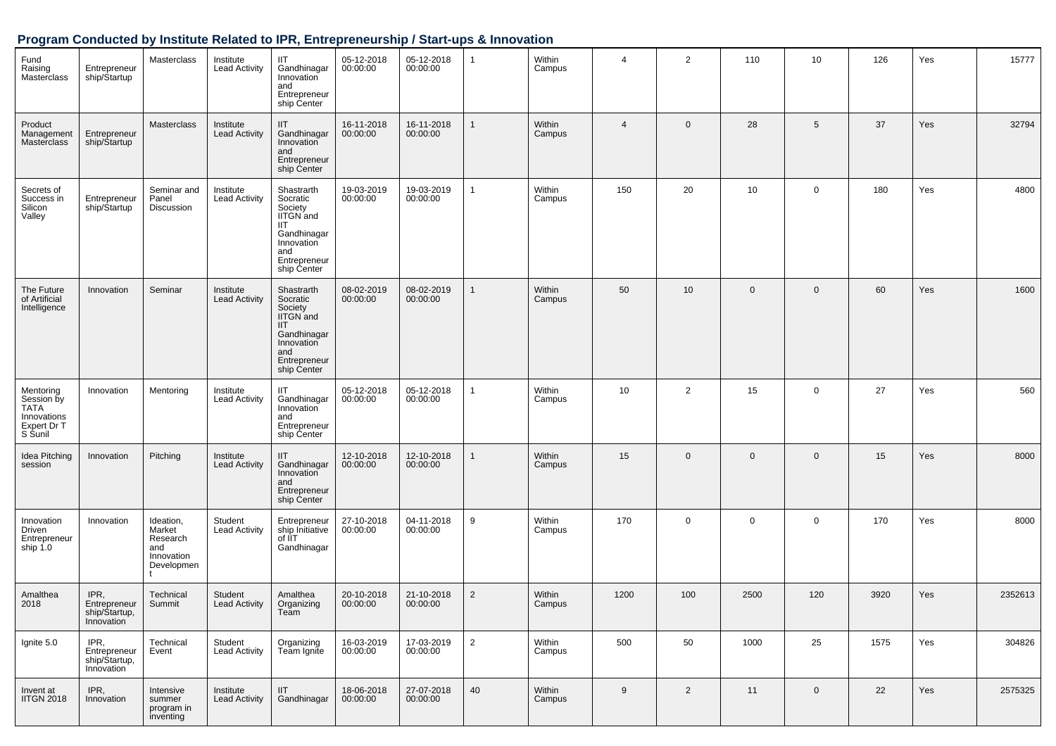## Program Conducted by Institute Related to IPR, Entrepreneurship / Start-ups & Innovation

| | | | | | | | | | | | | | | | |
|---|---|---|---|---|---|---|---|---|---|---|---|---|---|---|---|
| Fund Raising Masterclass | Entrepreneurship/Startup | Masterclass | Institute Lead Activity | IIT Gandhinagar Innovation and Entrepreneurship Center | 05-12-2018 00:00:00 | 05-12-2018 00:00:00 | 1 | Within Campus | 4 | 2 | 110 | 10 | 126 | Yes | 15777 |
| Product Management Masterclass | Entrepreneurship/Startup | Masterclass | Institute Lead Activity | IIT Gandhinagar Innovation and Entrepreneurship Center | 16-11-2018 00:00:00 | 16-11-2018 00:00:00 | 1 | Within Campus | 4 | 0 | 28 | 5 | 37 | Yes | 32794 |
| Secrets of Success in Silicon Valley | Entrepreneurship/Startup | Seminar and Panel Discussion | Institute Lead Activity | Shastrarth Socratic Society IITGN and IIT Gandhinagar Innovation and Entrepreneurship Center | 19-03-2019 00:00:00 | 19-03-2019 00:00:00 | 1 | Within Campus | 150 | 20 | 10 | 0 | 180 | Yes | 4800 |
| The Future of Artificial Intelligence | Innovation | Seminar | Institute Lead Activity | Shastrarth Socratic Society IITGN and IIT Gandhinagar Innovation and Entrepreneurship Center | 08-02-2019 00:00:00 | 08-02-2019 00:00:00 | 1 | Within Campus | 50 | 10 | 0 | 0 | 60 | Yes | 1600 |
| Mentoring Session by TATA Innovations Expert Dr T S Sunil | Innovation | Mentoring | Institute Lead Activity | IIT Gandhinagar Innovation and Entrepreneurship Center | 05-12-2018 00:00:00 | 05-12-2018 00:00:00 | 1 | Within Campus | 10 | 2 | 15 | 0 | 27 | Yes | 560 |
| Idea Pitching session | Innovation | Pitching | Institute Lead Activity | IIT Gandhinagar Innovation and Entrepreneurship Center | 12-10-2018 00:00:00 | 12-10-2018 00:00:00 | 1 | Within Campus | 15 | 0 | 0 | 0 | 15 | Yes | 8000 |
| Innovation Driven Entrepreneurship 1.0 | Innovation | Ideation, Market Research and Innovation Development | Student Lead Activity | Entrepreneurship Initiative of IIT Gandhinagar | 27-10-2018 00:00:00 | 04-11-2018 00:00:00 | 9 | Within Campus | 170 | 0 | 0 | 0 | 170 | Yes | 8000 |
| Amalthea 2018 | IPR, Entrepreneurship/Startup, Innovation | Technical Summit | Student Lead Activity | Amalthea Organizing Team | 20-10-2018 00:00:00 | 21-10-2018 00:00:00 | 2 | Within Campus | 1200 | 100 | 2500 | 120 | 3920 | Yes | 2352613 |
| Ignite 5.0 | IPR, Entrepreneurship/Startup, Innovation | Technical Event | Student Lead Activity | Organizing Team Ignite | 16-03-2019 00:00:00 | 17-03-2019 00:00:00 | 2 | Within Campus | 500 | 50 | 1000 | 25 | 1575 | Yes | 304826 |
| Invent at IITGN 2018 | IPR, Innovation | Intensive summer program in inventing | Institute Lead Activity | IIT Gandhinagar | 18-06-2018 00:00:00 | 27-07-2018 00:00:00 | 40 | Within Campus | 9 | 2 | 11 | 0 | 22 | Yes | 2575325 |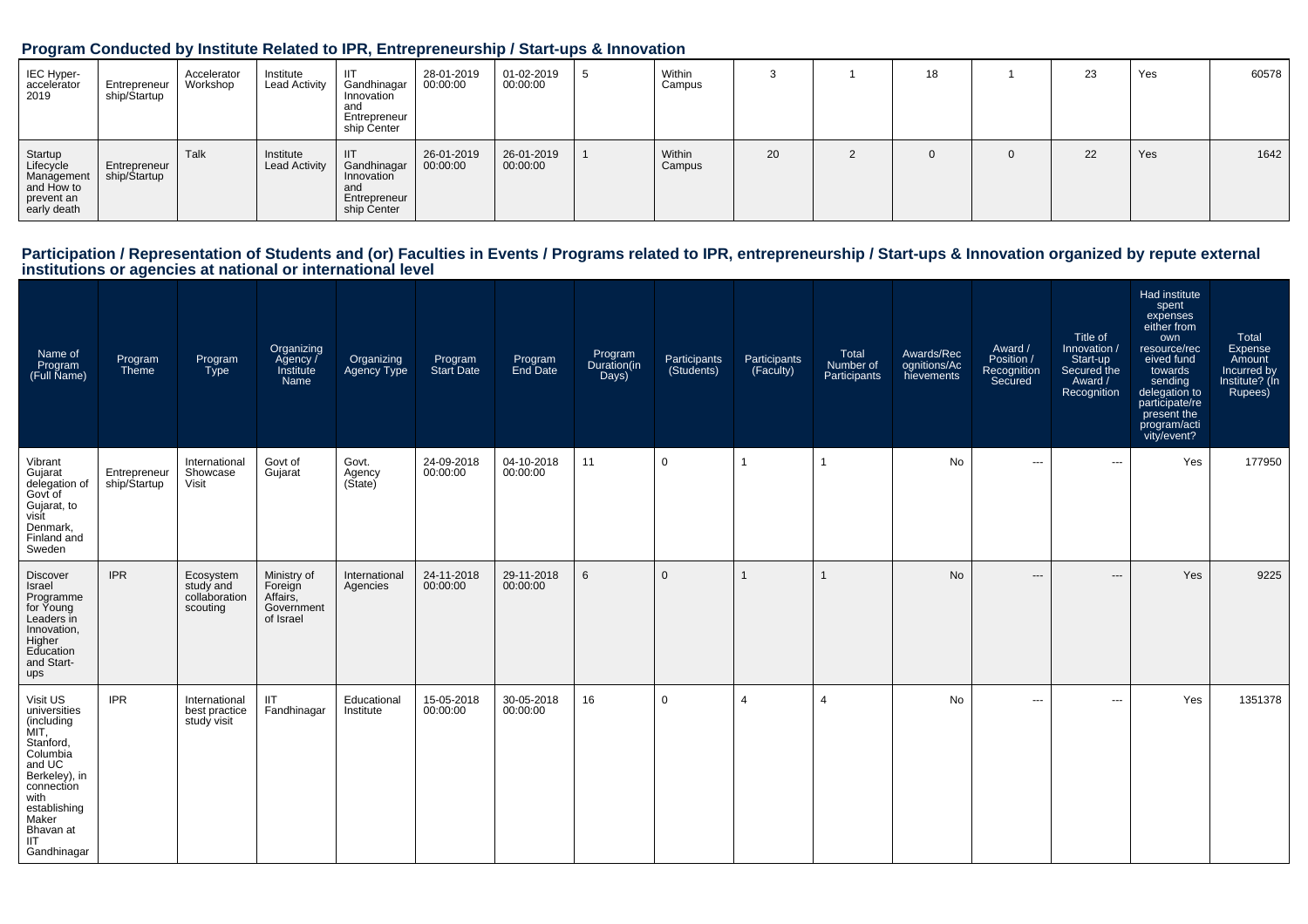## Program Conducted by Institute Related to IPR, Entrepreneurship / Start-ups & Innovation

| | | | | | | | | | | | | | | | |
|---|---|---|---|---|---|---|---|---|---|---|---|---|---|---|---|
| IEC Hyper-accelerator 2019 | Entrepreneurship/Startup | Accelerator Workshop | Institute Lead Activity | IIT Gandhinagar Innovation and Entrepreneurship Center | 28-01-2019 00:00:00 | 01-02-2019 00:00:00 | 5 | Within Campus | 3 | 1 | 18 | 1 | 23 | Yes | 60578 |
| Startup Lifecycle Management and How to prevent an early death | Entrepreneurship/Startup | Talk | Institute Lead Activity | IIT Gandhinagar Innovation and Entrepreneurship Center | 26-01-2019 00:00:00 | 26-01-2019 00:00:00 | 1 | Within Campus | 20 | 2 | 0 | 0 | 22 | Yes | 1642 |

## Participation / Representation of Students and (or) Faculties in Events / Programs related to IPR, entrepreneurship / Start-ups & Innovation organized by repute external institutions or agencies at national or international level

| Name of Program (Full Name) | Program Theme | Program Type | Organizing Agency / Institute Name | Organizing Agency Type | Program Start Date | Program End Date | Program Duration(in Days) | Participants (Students) | Participants (Faculty) | Total Number of Participants | Awards/Recognitions/Achievements | Award / Position / Recognition Secured | Title of Innovation / Start-up Secured the Award / Recognition | Had institute spent expenses either from own resource/received fund towards sending delegation to participate/represent the program/activity/event? | Total Expense Amount Incurred by Institute? (In Rupees) |
|---|---|---|---|---|---|---|---|---|---|---|---|---|---|---|---|
| Vibrant Gujarat delegation of Govt of Gujarat, to visit Denmark, Finland and Sweden | Entrepreneurship/Startup | International Showcase Visit | Govt of Gujarat | Govt. Agency (State) | 24-09-2018 00:00:00 | 04-10-2018 00:00:00 | 11 | 0 | 1 | 1 | No | --- | --- | Yes | 177950 |
| Discover Israel Programme for Young Leaders in Innovation, Higher Education and Start-ups | IPR | Ecosystem study and collaboration scouting | Ministry of Foreign Affairs, Government of Israel | International Agencies | 24-11-2018 00:00:00 | 29-11-2018 00:00:00 | 6 | 0 | 1 | 1 | No | --- | --- | Yes | 9225 |
| Visit US universities (including MIT, Stanford, Columbia and UC Berkeley), in connection with establishing Maker Bhavan at IIT Gandhinagar | IPR | International best practice study visit | IIT Fandhinagar | Educational Institute | 15-05-2018 00:00:00 | 30-05-2018 00:00:00 | 16 | 0 | 4 | 4 | No | --- | --- | Yes | 1351378 |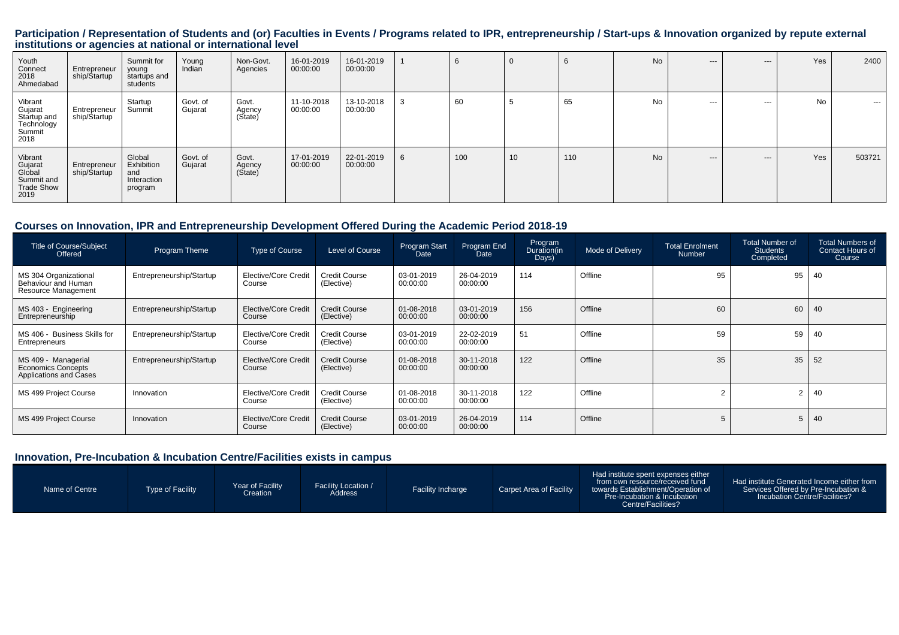## Participation / Representation of Students and (or) Faculties in Events / Programs related to IPR, entrepreneurship / Start-ups & Innovation organized by repute external institutions or agencies at national or international level

| | | | | | | | | | | | | | | | |
|---|---|---|---|---|---|---|---|---|---|---|---|---|---|---|---|
| Youth Connect 2018 Ahmedabad | Entrepreneurship/Startup | Summit for young startups and students | Young Indian | Non-Govt. Agencies | 16-01-2019 00:00:00 | 16-01-2019 00:00:00 | 1 | 6 | 0 | 6 | No | --- | --- | Yes | 2400 |
| Vibrant Gujarat Startup and Technology Summit 2018 | Entrepreneurship/Startup | Startup Summit | Govt. of Gujarat | Govt. Agency (State) | 11-10-2018 00:00:00 | 13-10-2018 00:00:00 | 3 | 60 | 5 | 65 | No | --- | --- | No | --- |
| Vibrant Gujarat Global Summit and Trade Show 2019 | Entrepreneurship/Startup | Global Exhibition and Interaction program | Govt. of Gujarat | Govt. Agency (State) | 17-01-2019 00:00:00 | 22-01-2019 00:00:00 | 6 | 100 | 10 | 110 | No | --- | --- | Yes | 503721 |

## Courses on Innovation, IPR and Entrepreneurship Development Offered During the Academic Period 2018-19

| Title of Course/Subject Offered | Program Theme | Type of Course | Level of Course | Program Start Date | Program End Date | Program Duration(in Days) | Mode of Delivery | Total Enrolment Number | Total Number of Students Completed | Total Numbers of Contact Hours of Course |
|---|---|---|---|---|---|---|---|---|---|---|
| MS 304 Organizational Behaviour and Human Resource Management | Entrepreneurship/Startup | Elective/Core Credit Course | Credit Course (Elective) | 03-01-2019 00:00:00 | 26-04-2019 00:00:00 | 114 | Offline | 95 | 95 | 40 |
| MS 403 - Engineering Entrepreneurship | Entrepreneurship/Startup | Elective/Core Credit Course | Credit Course (Elective) | 01-08-2018 00:00:00 | 03-01-2019 00:00:00 | 156 | Offline | 60 | 60 | 40 |
| MS 406 - Business Skills for Entrepreneurs | Entrepreneurship/Startup | Elective/Core Credit Course | Credit Course (Elective) | 03-01-2019 00:00:00 | 22-02-2019 00:00:00 | 51 | Offline | 59 | 59 | 40 |
| MS 409 - Managerial Economics Concepts Applications and Cases | Entrepreneurship/Startup | Elective/Core Credit Course | Credit Course (Elective) | 01-08-2018 00:00:00 | 30-11-2018 00:00:00 | 122 | Offline | 35 | 35 | 52 |
| MS 499 Project Course | Innovation | Elective/Core Credit Course | Credit Course (Elective) | 01-08-2018 00:00:00 | 30-11-2018 00:00:00 | 122 | Offline | 2 | 2 | 40 |
| MS 499 Project Course | Innovation | Elective/Core Credit Course | Credit Course (Elective) | 03-01-2019 00:00:00 | 26-04-2019 00:00:00 | 114 | Offline | 5 | 5 | 40 |

## Innovation, Pre-Incubation & Incubation Centre/Facilities exists in campus

| Name of Centre | Type of Facility | Year of Facility Creation | Facility Location / Address | Facility Incharge | Carpet Area of Facility | Had institute spent expenses either from own resource/received fund towards Establishment/Operation of Pre-Incubation & Incubation Centre/Facilities? | Had institute Generated Income either from Services Offered by Pre-Incubation & Incubation Centre/Facilities? |
|---|---|---|---|---|---|---|---|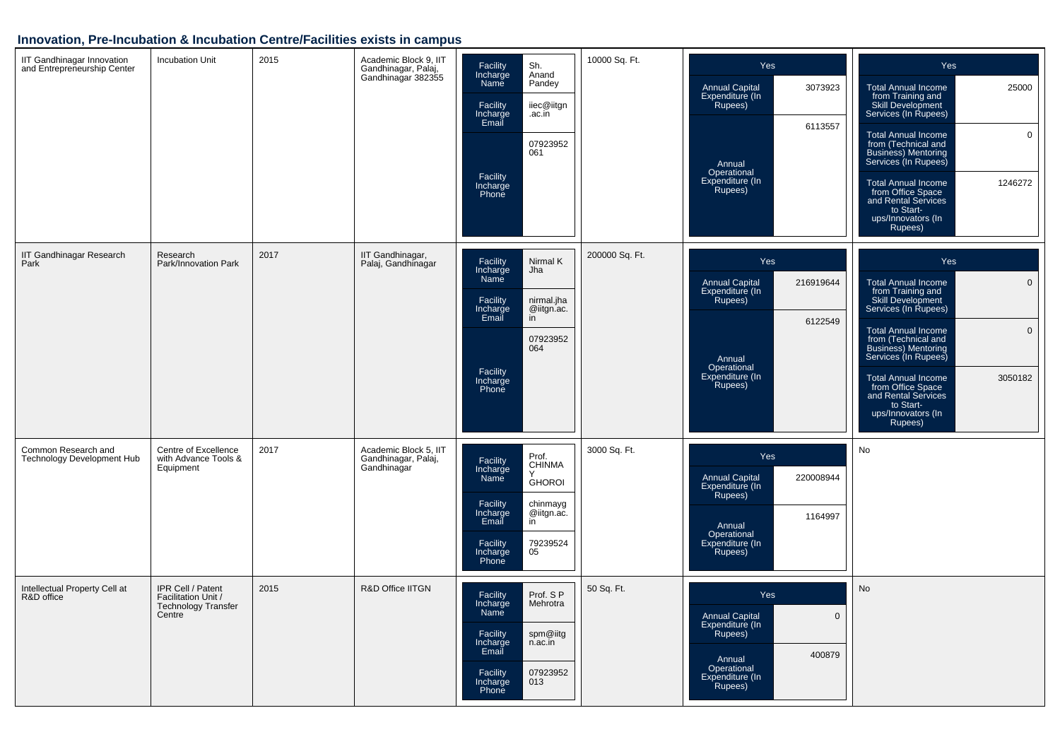## Innovation, Pre-Incubation & Incubation Centre/Facilities exists in campus

| Centre Name | Centre Type | Year | Location | Facility Incharge | Area | Expenditure | Income |
|---|---|---|---|---|---|---|---|
| IIT Gandhinagar Innovation and Entrepreneurship Center | Incubation Unit | 2015 | Academic Block 9, IIT Gandhinagar, Palaj, Gandhinagar 382355 | Facility Incharge Name: Sh. Anand Pandey<br>Facility Incharge Email: iiec@iitgn.ac.in<br>Facility Incharge Phone: 07923952061 | 10000 Sq. Ft. | Yes<br>Annual Capital Expenditure (In Rupees): 3073923<br>Annual Operational Expenditure (In Rupees): 6113557 | Yes<br>Total Annual Income from Training and Skill Development Services (In Rupees): 25000<br>Total Annual Income from (Technical and Business) Mentoring Services (In Rupees): 0<br>Total Annual Income from Office Space and Rental Services to Start-ups/Innovators (In Rupees): 1246272 |
| IIT Gandhinagar Research Park | Research Park/Innovation Park | 2017 | IIT Gandhinagar, Palaj, Gandhinagar | Facility Incharge Name: Nirmal K Jha<br>Facility Incharge Email: nirmal.jha@iitgn.ac.in<br>Facility Incharge Phone: 07923952064 | 200000 Sq. Ft. | Yes<br>Annual Capital Expenditure (In Rupees): 216919644<br>Annual Operational Expenditure (In Rupees): 6122549 | Yes<br>Total Annual Income from Training and Skill Development Services (In Rupees): 0<br>Total Annual Income from (Technical and Business) Mentoring Services (In Rupees): 0<br>Total Annual Income from Office Space and Rental Services to Start-ups/Innovators (In Rupees): 3050182 |
| Common Research and Technology Development Hub | Centre of Excellence with Advance Tools & Equipment | 2017 | Academic Block 5, IIT Gandhinagar, Palaj, Gandhinagar | Facility Incharge Name: Prof. CHINMAY GHOROI<br>Facility Incharge Email: chinmayg@iitgn.ac.in<br>Facility Incharge Phone: 7923952405 | 3000 Sq. Ft. | Yes<br>Annual Capital Expenditure (In Rupees): 220008944<br>Annual Operational Expenditure (In Rupees): 1164997 | No |
| Intellectual Property Cell at R&D office | IPR Cell / Patent Facilitation Unit / Technology Transfer Centre | 2015 | R&D Office IITGN | Facility Incharge Name: Prof. S P Mehrotra<br>Facility Incharge Email: spm@iitgn.ac.in<br>Facility Incharge Phone: 07923952013 | 50 Sq. Ft. | Yes<br>Annual Capital Expenditure (In Rupees): 0<br>Annual Operational Expenditure (In Rupees): 400879 | No |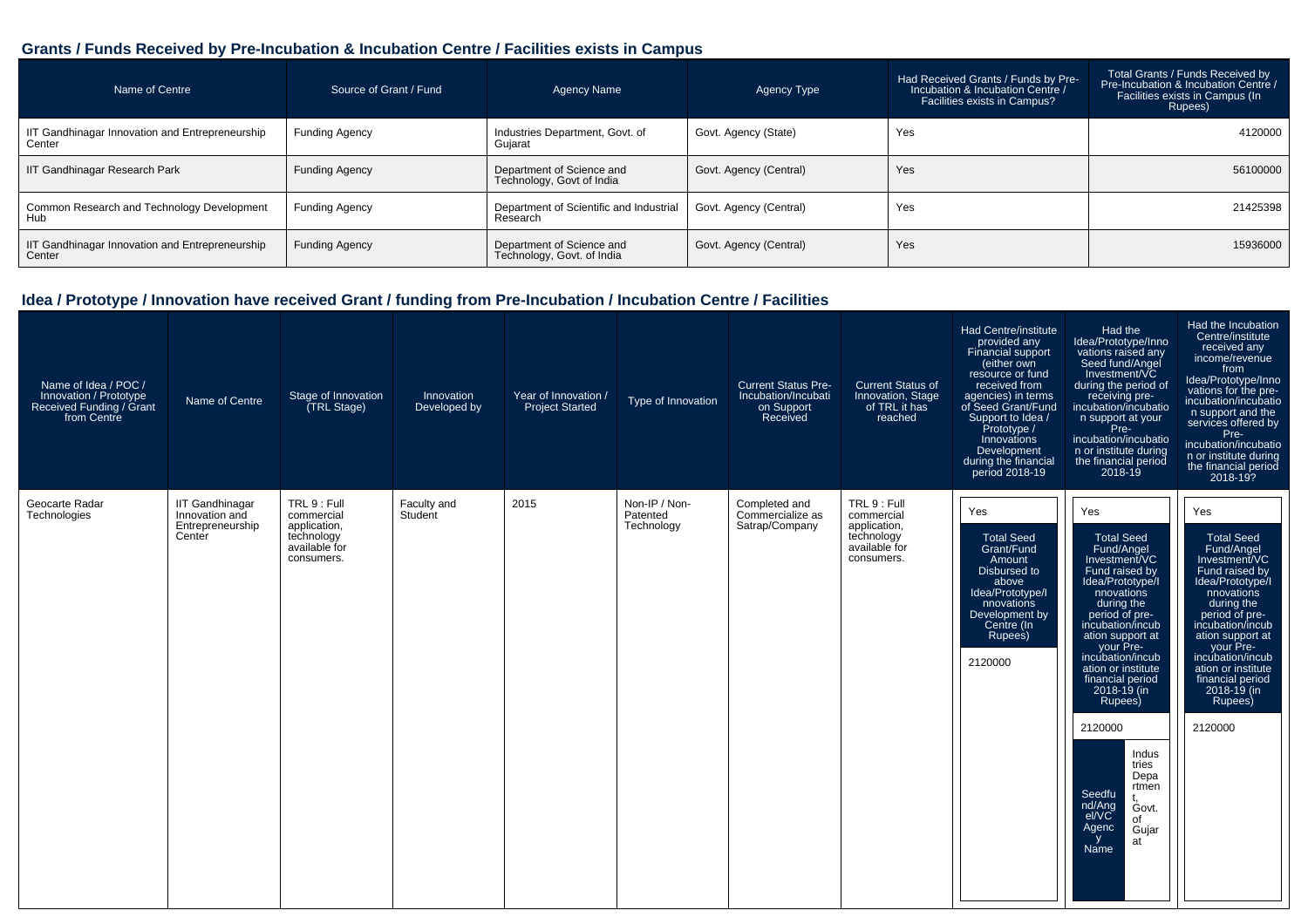## Grants / Funds Received by Pre-Incubation & Incubation Centre / Facilities exists in Campus

| Name of Centre | Source of Grant / Fund | Agency Name | Agency Type | Had Received Grants / Funds by Pre-Incubation & Incubation Centre / Facilities exists in Campus? | Total Grants / Funds Received by Pre-Incubation & Incubation Centre / Facilities exists in Campus (In Rupees) |
|---|---|---|---|---|---|
| IIT Gandhinagar Innovation and Entrepreneurship Center | Funding Agency | Industries Department, Govt. of Gujarat | Govt. Agency (State) | Yes | 4120000 |
| IIT Gandhinagar Research Park | Funding Agency | Department of Science and Technology, Govt of India | Govt. Agency (Central) | Yes | 56100000 |
| Common Research and Technology Development Hub | Funding Agency | Department of Scientific and Industrial Research | Govt. Agency (Central) | Yes | 21425398 |
| IIT Gandhinagar Innovation and Entrepreneurship Center | Funding Agency | Department of Science and Technology, Govt. of India | Govt. Agency (Central) | Yes | 15936000 |

## Idea / Prototype / Innovation have received Grant / funding from Pre-Incubation / Incubation Centre / Facilities

| Name of Idea / POC / Innovation / Prototype Received Funding / Grant from Centre | Name of Centre | Stage of Innovation (TRL Stage) | Innovation Developed by | Year of Innovation / Project Started | Type of Innovation | Current Status Pre-Incubation/Incubation Support Received | Current Status of Innovation, Stage of TRL it has reached | Had Centre/institute provided any Financial support (either own resource or fund received from agencies) in terms of Seed Grant/Fund Support to Idea / Prototype / Innovations Development during the financial period 2018-19 | Had the Idea/Prototype/Innovations raised any Seed fund/Angel Investment/VC during the period of receiving pre-incubation/incubation support at your Pre-incubation/incubation or institute during the financial period 2018-19 | Had the Incubation Centre/institute received any income/revenue from Idea/Prototype/Innovations for the pre-incubation/incubation support and the services offered by Pre-incubation/incubation or institute during the financial period 2018-19? |
|---|---|---|---|---|---|---|---|---|---|---|
| Geocarte Radar Technologies | IIT Gandhinagar Innovation and Entrepreneurship Center | TRL 9 : Full commercial application, technology available for consumers. | Faculty and Student | 2015 | Non-IP / Non-Patented Technology | Completed and Commercialize as Satrap/Company | TRL 9 : Full commercial application, technology available for consumers. | Yes<br>Total Seed Grant/Fund Amount Disbursed to above Idea/Prototype/Innovations Development by Centre (In Rupees): 2120000 | Yes<br>Total Seed Fund/Angel Investment/VC Fund raised by Idea/Prototype/Innovations during the period of pre-incubation/incubation support at your Pre-incubation/incubation or institute financial period 2018-19 (in Rupees): 2120000<br>Seedfund/Angel/VC Agency Name: Industries Department, Govt. of Gujarat | Yes<br>Total Seed Fund/Angel Investment/VC Fund raised by Idea/Prototype/Innovations during the period of pre-incubation/incubation support at your Pre-incubation/incubation or institute financial period 2018-19 (in Rupees): 2120000 |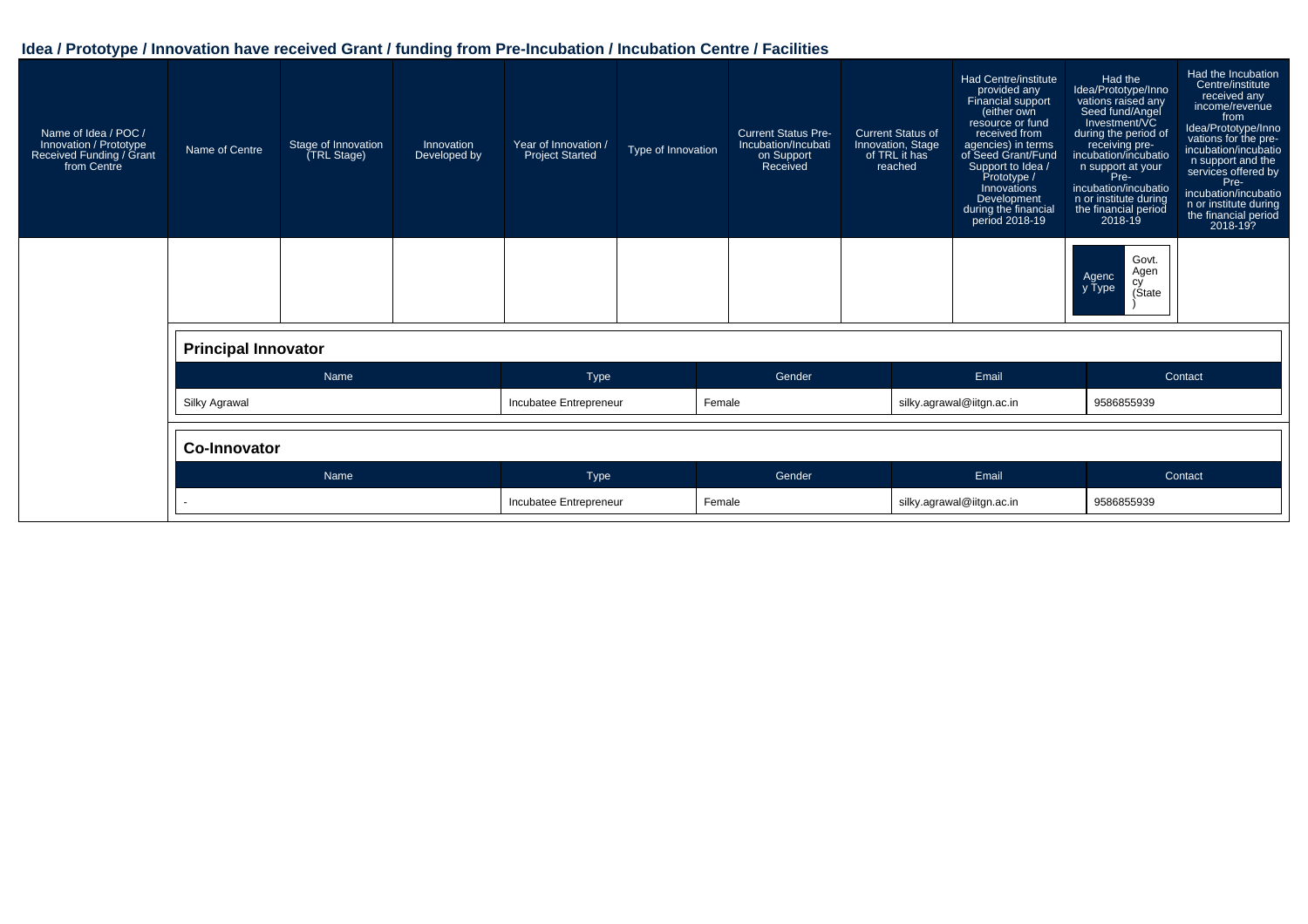## Idea / Prototype / Innovation have received Grant / funding from Pre-Incubation / Incubation Centre / Facilities

| Name of Idea / POC / Innovation / Prototype Received Funding / Grant from Centre | Name of Centre | Stage of Innovation (TRL Stage) | Innovation Developed by | Year of Innovation / Project Started | Type of Innovation | Current Status Pre-Incubation/Incubation Support Received | Current Status of Innovation, Stage of TRL it has reached | Had Centre/institute provided any Financial support (either own resource or fund received from agencies) in terms of Seed Grant/Fund Support to Idea / Prototype / Innovations Development during the financial period 2018-19 | Had the Idea/Prototype/Innovations raised any Seed fund/Angel Investment/VC during the period of receiving pre-incubation/incubation support at your Pre-incubation/incubation or institute during the financial period 2018-19 | Had the Incubation Centre/institute received any income/revenue from Idea/Prototype/Innovations for the pre-incubation/incubation support and the services offered by Pre-incubation/incubation or institute during the financial period 2018-19? |
|---|---|---|---|---|---|---|---|---|---|---|
| | | | | | | | | | Agency Type: Govt. Agency (State) | |

**Principal Innovator**

| Name | Type | Gender | Email | Contact |
|---|---|---|---|---|
| Silky Agrawal | Incubatee Entrepreneur | Female | silky.agrawal@iitgn.ac.in | 9586855939 |

**Co-Innovator**

| Name | Type | Gender | Email | Contact |
|---|---|---|---|---|
| - | Incubatee Entrepreneur | Female | silky.agrawal@iitgn.ac.in | 9586855939 |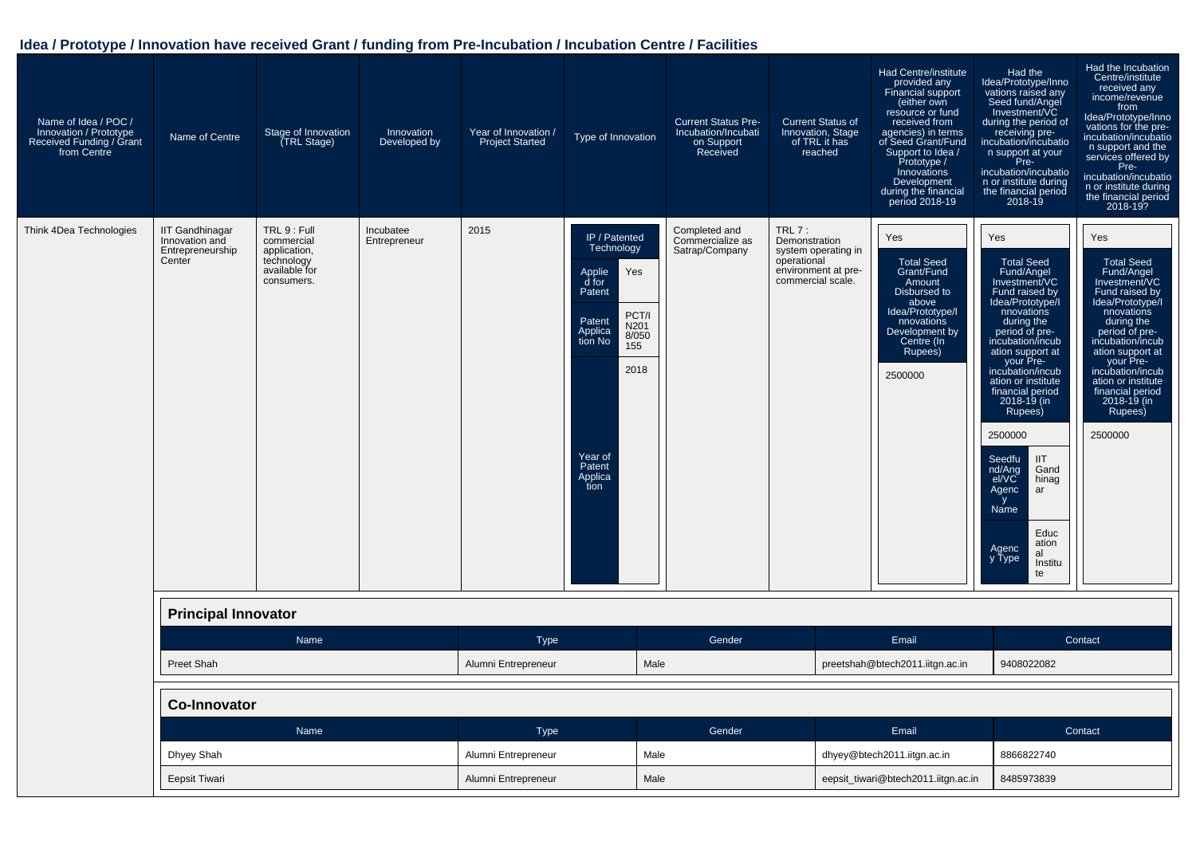## Idea / Prototype / Innovation have received Grant / funding from Pre-Incubation / Incubation Centre / Facilities

| Name of Idea / POC / Innovation / Prototype Received Funding / Grant from Centre | Name of Centre | Stage of Innovation (TRL Stage) | Innovation Developed by | Year of Innovation / Project Started | Type of Innovation | Current Status Pre-Incubation/Incubation Support Received | Current Status of Innovation, Stage of TRL it has reached | Had Centre/institute provided any Financial support (either own resource or fund received from agencies) in terms of Seed Grant/Fund Support to Idea / Prototype / Innovations Development during the financial period 2018-19 | Had the Idea/Prototype/Innovations raised any Seed fund/Angel Investment/VC during the period of receiving pre-incubation/incubation support at your Pre-incubation/incubation or institute during the financial period 2018-19 | Had the Incubation Centre/institute received any income/revenue from Idea/Prototype/Innovations for the pre-incubation/incubation support and the services offered by Pre-incubation/incubation or institute during the financial period 2018-19? |
|---|---|---|---|---|---|---|---|---|---|---|
| Think 4Dea Technologies | IIT Gandhinagar Innovation and Entrepreneurship Center | TRL 9 : Full commercial application, technology available for consumers. | Incubatee Entrepreneur | 2015 | IP / Patented Technology<br>Applied for Patent: Yes<br>Patent Application No: PCT/IN2018/050155<br>Year of Patent Application: 2018 | Completed and Commercialize as Satrap/Company | TRL 7 : Demonstration system operating in operational environment at pre-commercial scale. | Yes<br>Total Seed Grant/Fund Amount Disbursed to above Idea/Prototype/Innovations Development by Centre (In Rupees): 2500000 | Yes<br>Total Seed Fund/Angel Investment/VC Fund raised by Idea/Prototype/Innovations during the period of pre-incubation/incubation support at your Pre-incubation/incubation or institute financial period 2018-19 (in Rupees): 2500000<br>Seedfund/Angel/VC Agency Name: IIT Gandhinagar<br>Agency Type: Educational Institute | Yes<br>Total Seed Fund/Angel Investment/VC Fund raised by Idea/Prototype/Innovations during the period of pre-incubation/incubation support at your Pre-incubation/incubation or institute financial period 2018-19 (in Rupees): 2500000 |

### Principal Innovator

| Name | Type | Gender | Email | Contact |
|---|---|---|---|---|
| Preet Shah | Alumni Entrepreneur | Male | preetshah@btech2011.iitgn.ac.in | 9408022082 |

### Co-Innovator

| Name | Type | Gender | Email | Contact |
|---|---|---|---|---|
| Dhyey Shah | Alumni Entrepreneur | Male | dhyey@btech2011.iitgn.ac.in | 8866822740 |
| Eepsit Tiwari | Alumni Entrepreneur | Male | eepsit_tiwari@btech2011.iitgn.ac.in | 8485973839 |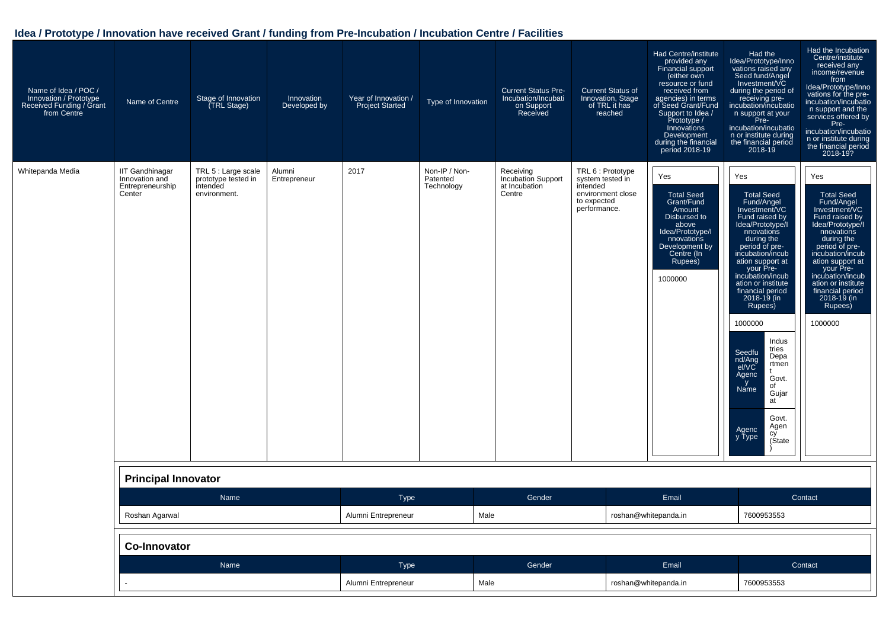## Idea / Prototype / Innovation have received Grant / funding from Pre-Incubation / Incubation Centre / Facilities

| Name of Idea / POC / Innovation / Prototype Received Funding / Grant from Centre | Name of Centre | Stage of Innovation (TRL Stage) | Innovation Developed by | Year of Innovation / Project Started | Type of Innovation | Current Status Pre-Incubation/Incubation Support Received | Current Status of Innovation, Stage of TRL it has reached | Had Centre/institute provided any Financial support (either own resource or fund received from agencies) in terms of Seed Grant/Fund Support to Idea / Prototype / Innovations Development during the financial period 2018-19 | Had the Idea/Prototype/Innovations raised any Seed fund/Angel Investment/VC during the period of receiving pre-incubation/incubation support at your Pre-incubation/incubation or institute during the financial period 2018-19 | Had the Incubation Centre/institute received any income/revenue from Idea/Prototype/Innovations for the pre-incubation/incubation support and the services offered by Pre-incubation/incubation or institute during the financial period 2018-19? |
|---|---|---|---|---|---|---|---|---|---|---|
| Whitepanda Media | IIT Gandhinagar Innovation and Entrepreneurship Center | TRL 5 : Large scale prototype tested in intended environment. | Alumni Entrepreneur | 2017 | Non-IP / Non-Patented Technology | Receiving Incubation Support at Incubation Centre | TRL 6 : Prototype system tested in intended environment close to expected performance. | Yes<br><br>Total Seed Grant/Fund Amount Disbursed to above Idea/Prototype/Innovations Development by Centre (In Rupees): 1000000 | Yes<br><br>Total Seed Fund/Angel Investment/VC Fund raised by Idea/Prototype/Innovations during the period of pre-incubation/incubation support at your Pre-incubation/incubation or institute financial period 2018-19 (in Rupees): 1000000<br><br>Seedfund/Angel/VC Agency Name: Industries Department Govt. of Gujarat<br><br>Agency Type: Govt. Agency (State) | Yes<br><br>Total Seed Fund/Angel Investment/VC Fund raised by Idea/Prototype/Innovations during the period of pre-incubation/incubation support at your Pre-incubation/incubation or institute financial period 2018-19 (in Rupees): 1000000 |

### Principal Innovator

| Name | Type | Gender | Email | Contact |
|---|---|---|---|---|
| Roshan Agarwal | Alumni Entrepreneur | Male | roshan@whitepanda.in | 7600953553 |

### Co-Innovator

| Name | Type | Gender | Email | Contact |
|---|---|---|---|---|
| - | Alumni Entrepreneur | Male | roshan@whitepanda.in | 7600953553 |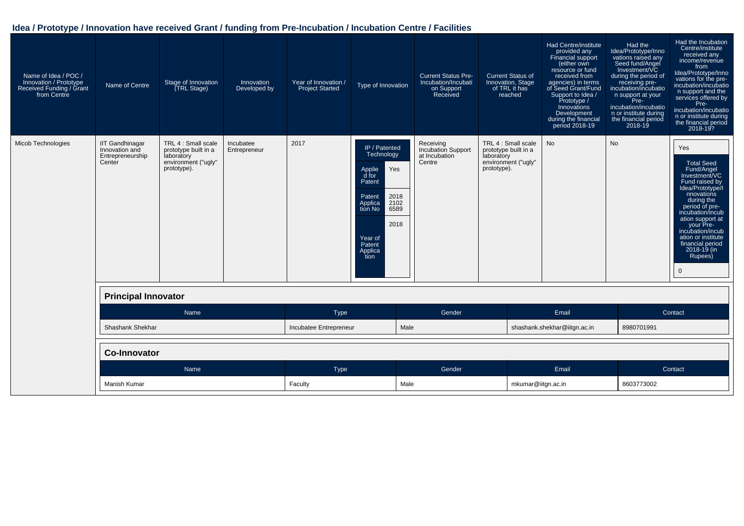## Idea / Prototype / Innovation have received Grant / funding from Pre-Incubation / Incubation Centre / Facilities

| Name of Idea / POC / Innovation / Prototype Received Funding / Grant from Centre | Name of Centre | Stage of Innovation (TRL Stage) | Innovation Developed by | Year of Innovation / Project Started | Type of Innovation | Current Status Pre-Incubation/Incubation Support Received | Current Status of Innovation, Stage of TRL it has reached | Had Centre/institute provided any Financial support (either own resource or fund received from agencies) in terms of Seed Grant/Fund Support to Idea / Prototype / Innovations Development during the financial period 2018-19 | Had the Idea/Prototype/Innovations raised any Seed fund/Angel Investment/VC during the period of receiving pre-incubation/incubation support at your Pre-incubation/incubation or institute during the financial period 2018-19 | Had the Incubation Centre/institute received any income/revenue from Idea/Prototype/Innovations for the pre-incubation/incubation support and the services offered by Pre-incubation/incubation or institute during the financial period 2018-19? |
|---|---|---|---|---|---|---|---|---|---|---|
| Micob Technologies | IIT Gandhinagar Innovation and Entrepreneurship Center | TRL 4 : Small scale prototype built in a laboratory environment ("ugly" prototype). | Incubatee Entrepreneur | 2017 | IP / Patented Technology<br>Applied for Patent: Yes<br>Patent Application No: 201821026589<br>Year of Patent Application: 2018 | Receiving Incubation Support at Incubation Centre | TRL 4 : Small scale prototype built in a laboratory environment ("ugly" prototype). | No | No | Yes<br>Total Seed Fund/Angel Investment/VC Fund raised by Idea/Prototype/Innovations during the period of pre-incubation/incubation support at your Pre-incubation/incubation or institute financial period 2018-19 (in Rupees): 0 |

**Principal Innovator**

| Name | Type | Gender | Email | Contact |
|---|---|---|---|---|
| Shashank Shekhar | Incubatee Entrepreneur | Male | shashank.shekhar@iitgn.ac.in | 8980701991 |

**Co-Innovator**

| Name | Type | Gender | Email | Contact |
|---|---|---|---|---|
| Manish Kumar | Faculty | Male | mkumar@iitgn.ac.in | 8603773002 |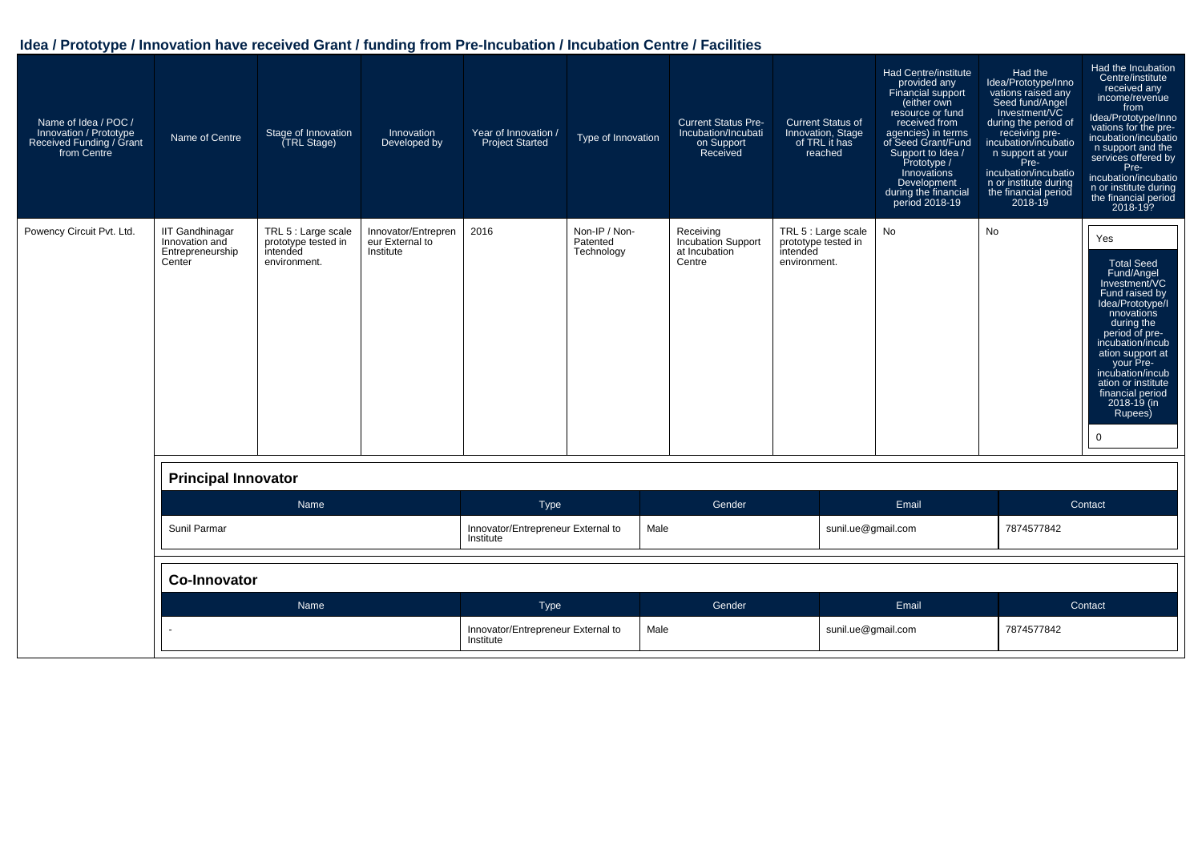## Idea / Prototype / Innovation have received Grant / funding from Pre-Incubation / Incubation Centre / Facilities

| Name of Idea / POC / Innovation / Prototype Received Funding / Grant from Centre | Name of Centre | Stage of Innovation (TRL Stage) | Innovation Developed by | Year of Innovation / Project Started | Type of Innovation | Current Status Pre-Incubation/Incubation Support Received | Current Status of Innovation, Stage of TRL it has reached | Had Centre/institute provided any Financial support (either own resource or fund received from agencies) in terms of Seed Grant/Fund Support to Idea / Prototype / Innovations Development during the financial period 2018-19 | Had the Idea/Prototype/Innovations raised any Seed fund/Angel Investment/VC during the period of receiving pre-incubation/incubation support at your Pre-incubation/incubation or institute during the financial period 2018-19 | Had the Incubation Centre/institute received any income/revenue from Idea/Prototype/Innovations for the pre-incubation/incubation support and the services offered by Pre-incubation/incubation or institute during the financial period 2018-19? |
|---|---|---|---|---|---|---|---|---|---|---|
| Powency Circuit Pvt. Ltd. | IIT Gandhinagar Innovation and Entrepreneurship Center | TRL 5 : Large scale prototype tested in intended environment. | Innovator/Entrepreneur External to Institute | 2016 | Non-IP / Non-Patented Technology | Receiving Incubation Support at Incubation Centre | TRL 5 : Large scale prototype tested in intended environment. | No | No | Yes<br>Total Seed Fund/Angel Investment/VC Fund raised by Idea/Prototype/Innovations during the period of pre-incubation/incubation support at your Pre-incubation/incubation or institute financial period 2018-19 (in Rupees)<br>0 |

### Principal Innovator

| Name | Type | Gender | Email | Contact |
|---|---|---|---|---|
| Sunil Parmar | Innovator/Entrepreneur External to Institute | Male | sunil.ue@gmail.com | 7874577842 |

### Co-Innovator

| Name | Type | Gender | Email | Contact |
|---|---|---|---|---|
| - | Innovator/Entrepreneur External to Institute | Male | sunil.ue@gmail.com | 7874577842 |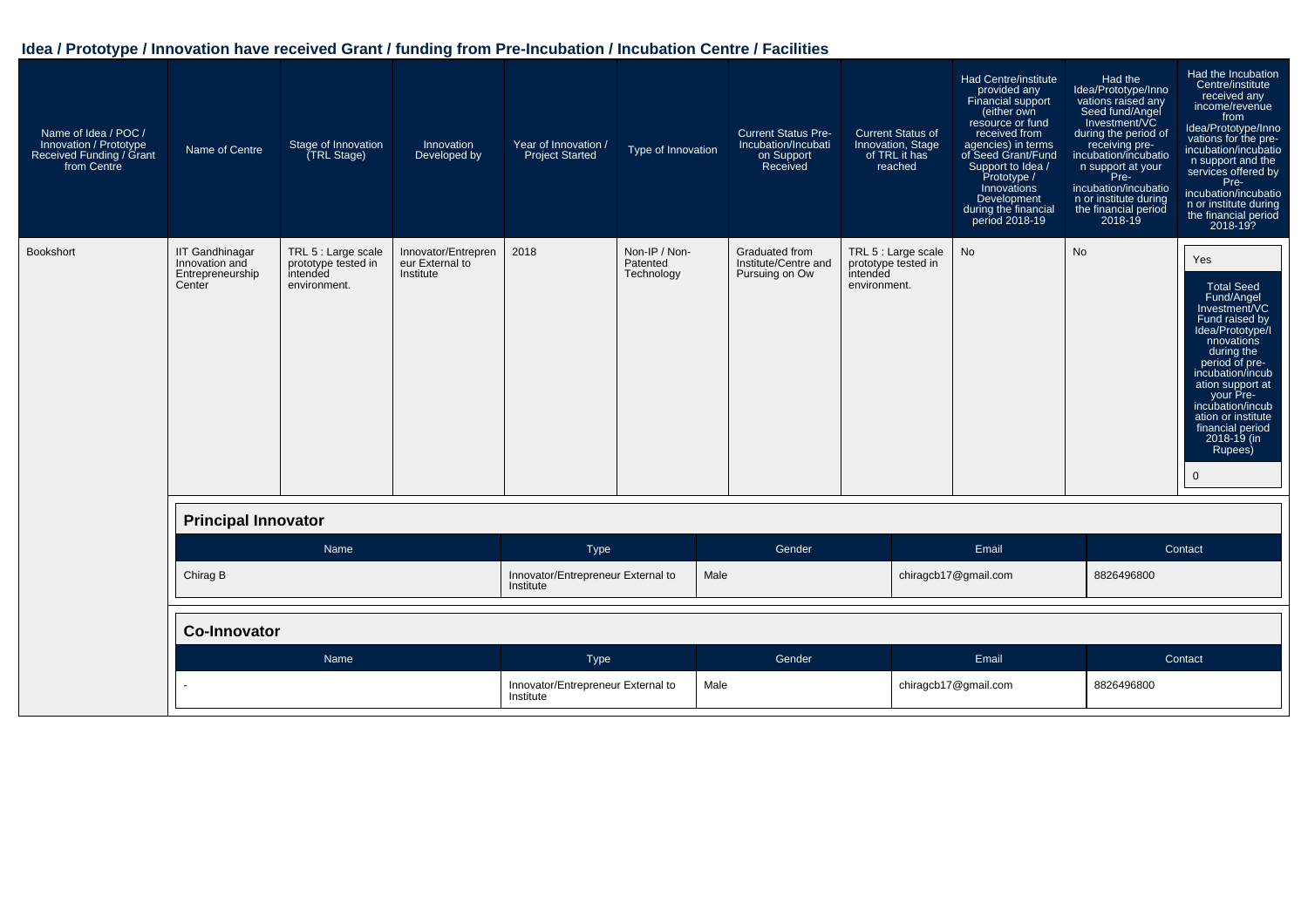## Idea / Prototype / Innovation have received Grant / funding from Pre-Incubation / Incubation Centre / Facilities

| Name of Idea / POC / Innovation / Prototype Received Funding / Grant from Centre | Name of Centre | Stage of Innovation (TRL Stage) | Innovation Developed by | Year of Innovation / Project Started | Type of Innovation | Current Status Pre-Incubation/Incubation Support Received | Current Status of Innovation, Stage of TRL it has reached | Had Centre/institute provided any Financial support (either own resource or fund received from agencies) in terms of Seed Grant/Fund Support to Idea / Prototype / Innovations Development during the financial period 2018-19 | Had the Idea/Prototype/Innovations raised any Seed fund/Angel Investment/VC during the period of receiving pre-incubation/incubation support at your Pre-incubation/incubation or institute during the financial period 2018-19 | Had the Incubation Centre/institute received any income/revenue from Idea/Prototype/Innovations for the pre-incubation/incubation support and the services offered by Pre-incubation/incubation or institute during the financial period 2018-19? |
|---|---|---|---|---|---|---|---|---|---|---|
| Bookshort | IIT Gandhinagar Innovation and Entrepreneurship Center | TRL 5 : Large scale prototype tested in intended environment. | Innovator/Entrepreneur External to Institute | 2018 | Non-IP / Non-Patented Technology | Graduated from Institute/Centre and Pursuing on Ow | TRL 5 : Large scale prototype tested in intended environment. | No | No | Yes<br>Total Seed Fund/Angel Investment/VC Fund raised by Idea/Prototype/Innovations during the period of pre-incubation/incubation support at your Pre-incubation/incubation or institute financial period 2018-19 (in Rupees)<br>0 |

**Principal Innovator**

| Name | Type | Gender | Email | Contact |
|---|---|---|---|---|
| Chirag B | Innovator/Entrepreneur External to Institute | Male | chiragcb17@gmail.com | 8826496800 |

**Co-Innovator**

| Name | Type | Gender | Email | Contact |
|---|---|---|---|---|
| - | Innovator/Entrepreneur External to Institute | Male | chiragcb17@gmail.com | 8826496800 |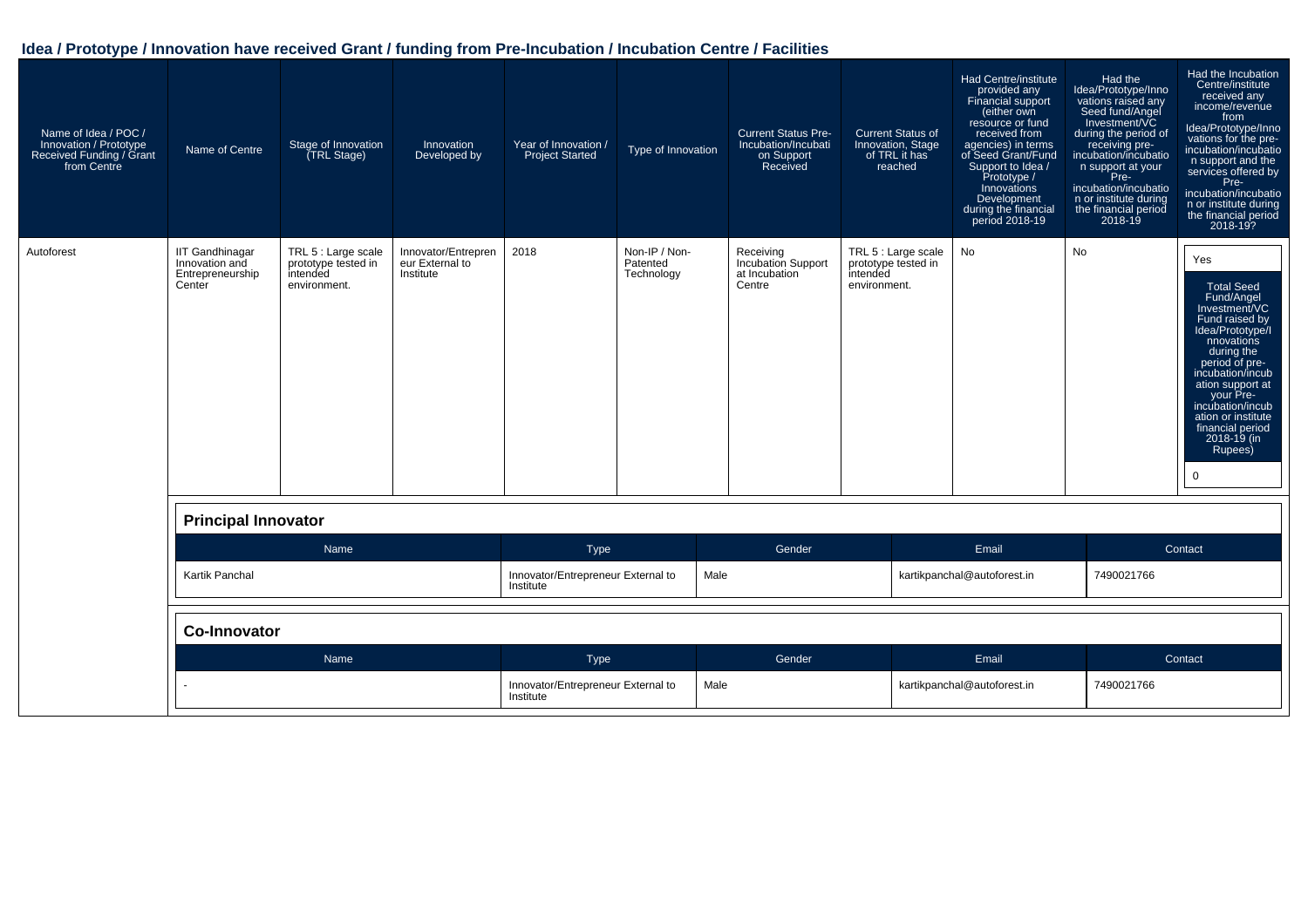## Idea / Prototype / Innovation have received Grant / funding from Pre-Incubation / Incubation Centre / Facilities

| Name of Idea / POC / Innovation / Prototype Received Funding / Grant from Centre | Name of Centre | Stage of Innovation (TRL Stage) | Innovation Developed by | Year of Innovation / Project Started | Type of Innovation | Current Status Pre-Incubation/Incubation on Support Received | Current Status of Innovation, Stage of TRL it has reached | Had Centre/institute provided any Financial support (either own resource or fund received from agencies) in terms of Seed Grant/Fund Support to Idea / Prototype / Innovations Development during the financial period 2018-19 | Had the Idea/Prototype/Innovations raised any Seed fund/Angel Investment/VC during the period of receiving pre-incubation/incubation support at your Pre-incubation/incubation or institute during the financial period 2018-19 | Had the Incubation Centre/institute received any income/revenue from Idea/Prototype/Innovations for the pre-incubation/incubation support and the services offered by Pre-incubation/incubation or institute during the financial period 2018-19? |
|---|---|---|---|---|---|---|---|---|---|---|
| Autoforest | IIT Gandhinagar Innovation and Entrepreneurship Center | TRL 5 : Large scale prototype tested in intended environment. | Innovator/Entrepreneur External to Institute | 2018 | Non-IP / Non-Patented Technology | Receiving Incubation Support at Incubation Centre | TRL 5 : Large scale prototype tested in intended environment. | No | No | Yes<br>Total Seed Fund/Angel Investment/VC Fund raised by Idea/Prototype/Innovations during the period of pre-incubation/incubation support at your Pre-incubation/incubation or institute financial period 2018-19 (in Rupees)<br>0 |

**Principal Innovator**

| Name | Type | Gender | Email | Contact |
|---|---|---|---|---|
| Kartik Panchal | Innovator/Entrepreneur External to Institute | Male | kartikpanchal@autoforest.in | 7490021766 |

**Co-Innovator**

| Name | Type | Gender | Email | Contact |
|---|---|---|---|---|
| - | Innovator/Entrepreneur External to Institute | Male | kartikpanchal@autoforest.in | 7490021766 |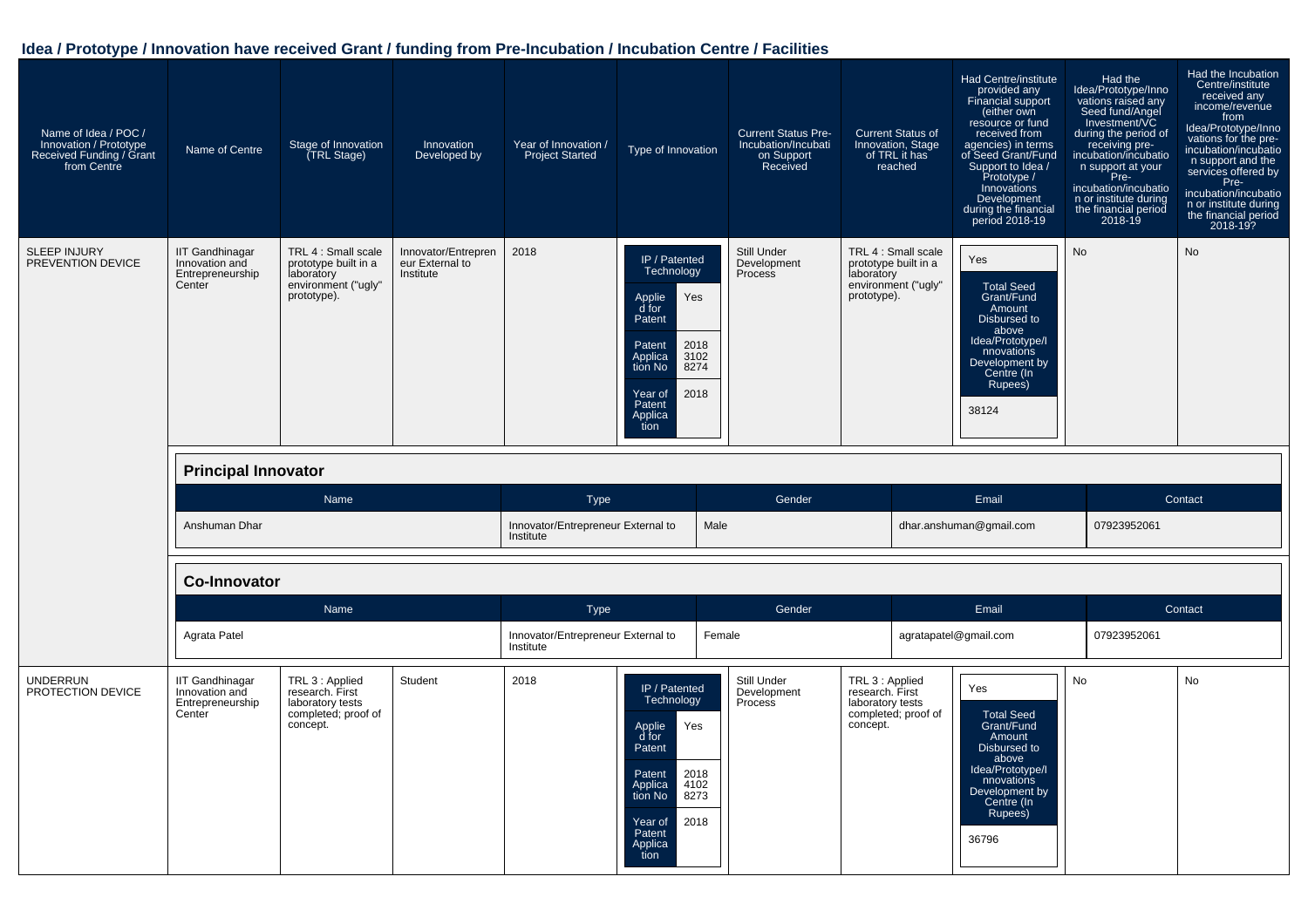## Idea / Prototype / Innovation have received Grant / funding from Pre-Incubation / Incubation Centre / Facilities

| Name of Idea / POC / Innovation / Prototype Received Funding / Grant from Centre | Name of Centre | Stage of Innovation (TRL Stage) | Innovation Developed by | Year of Innovation / Project Started | Type of Innovation | Current Status Pre-Incubation/Incubation Support Received | Current Status of Innovation, Stage of TRL it has reached | Had Centre/institute provided any Financial support (either own resource or fund received from agencies) in terms of Seed Grant/Fund Support to Idea / Prototype / Innovations Development during the financial period 2018-19 | Had the Idea/Prototype/Innovations raised any Seed fund/Angel Investment/VC during the period of receiving pre-incubation/incubation support at your Pre-incubation/incubation or institute during the financial period 2018-19 | Had the Incubation Centre/institute received any income/revenue from Idea/Prototype/Innovations for the pre-incubation/incubation support and the services offered by Pre-incubation/incubation or institute during the financial period 2018-19? |
|---|---|---|---|---|---|---|---|---|---|---|
| SLEEP INJURY PREVENTION DEVICE | IIT Gandhinagar Innovation and Entrepreneurship Center | TRL 4 : Small scale prototype built in a laboratory environment ("ugly" prototype). | Innovator/Entrepreneur External to Institute | 2018 | IP / Patented Technology; Applied for Patent: Yes; Patent Application No: 201831028274; Year of Patent Application: 2018 | Still Under Development Process | TRL 4 : Small scale prototype built in a laboratory environment ("ugly" prototype). | Yes; Total Seed Grant/Fund Amount Disbursed to above Idea/Prototype/Innovations Development by Centre (In Rupees): 38124 | No | No |

**Principal Innovator**

| Name | Type | Gender | Email | Contact |
|---|---|---|---|---|
| Anshuman Dhar | Innovator/Entrepreneur External to Institute | Male | dhar.anshuman@gmail.com | 07923952061 |

**Co-Innovator**

| Name | Type | Gender | Email | Contact |
|---|---|---|---|---|
| Agrata Patel | Innovator/Entrepreneur External to Institute | Female | agratapatel@gmail.com | 07923952061 |

| Name of Idea / POC / Innovation / Prototype Received Funding / Grant from Centre | Name of Centre | Stage of Innovation (TRL Stage) | Innovation Developed by | Year of Innovation / Project Started | Type of Innovation | Current Status Pre-Incubation/Incubation Support Received | Current Status of Innovation, Stage of TRL it has reached | Had Centre/institute provided any Financial support during the financial period 2018-19 | Had the Idea/Prototype/Innovations raised any Seed fund/Angel Investment/VC during the financial period 2018-19 | Had the Incubation Centre/institute received any income/revenue during the financial period 2018-19? |
|---|---|---|---|---|---|---|---|---|---|---|
| UNDERRUN PROTECTION DEVICE | IIT Gandhinagar Innovation and Entrepreneurship Center | TRL 3 : Applied research. First laboratory tests completed; proof of concept. | Student | 2018 | IP / Patented Technology; Applied for Patent: Yes; Patent Application No: 201841028273; Year of Patent Application: 2018 | Still Under Development Process | TRL 3 : Applied research. First laboratory tests completed; proof of concept. | Yes; Total Seed Grant/Fund Amount Disbursed to above Idea/Prototype/Innovations Development by Centre (In Rupees): 36796 | No | No |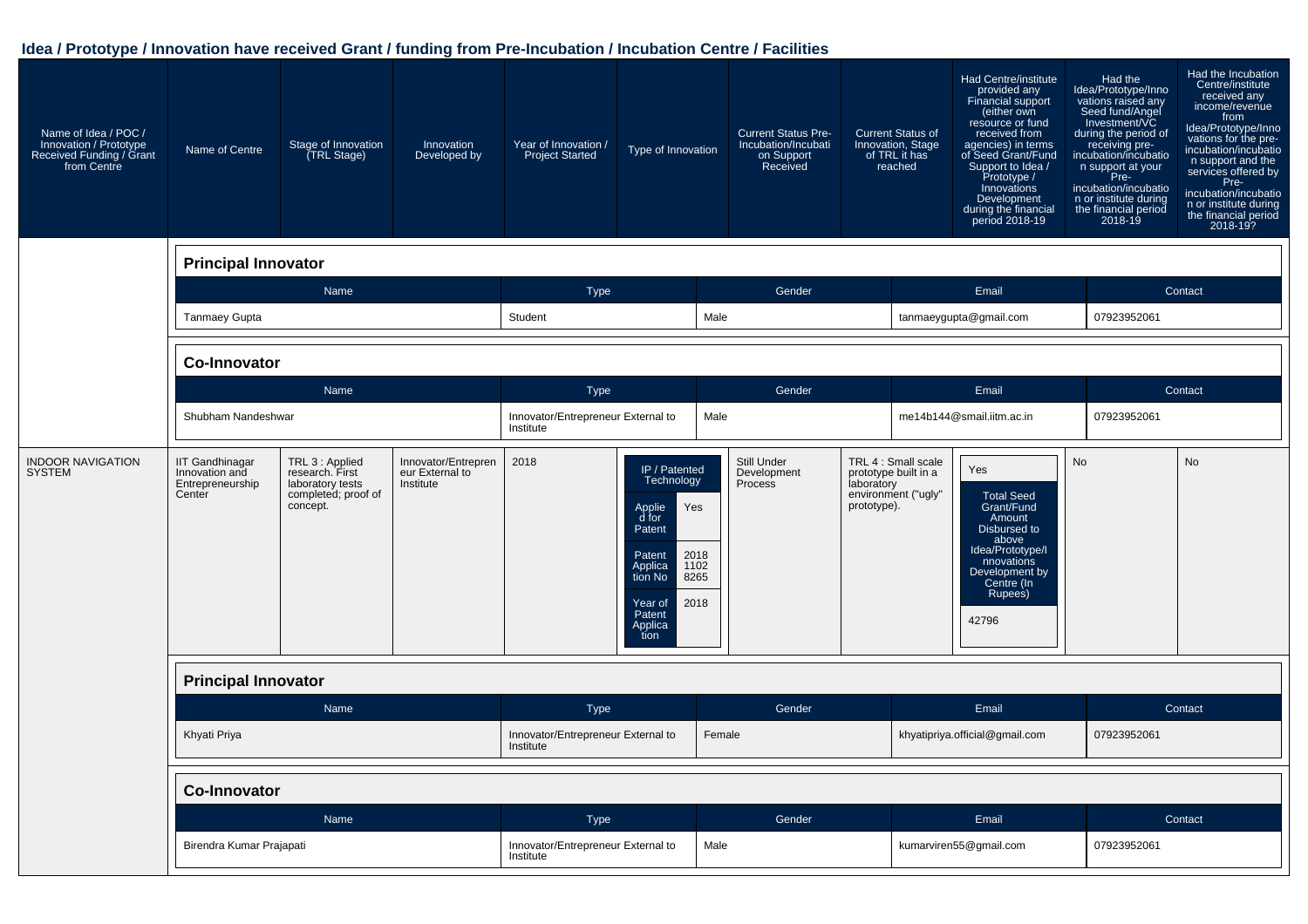### Idea / Prototype / Innovation have received Grant / funding from Pre-Incubation / Incubation Centre / Facilities

| Name of Idea / POC / Innovation / Prototype Received Funding / Grant from Centre | Name of Centre | Stage of Innovation (TRL Stage) | Innovation Developed by | Year of Innovation / Project Started | Type of Innovation | Current Status Pre-Incubation/Incubation Support Received | Current Status of Innovation, Stage of TRL it has reached | Had Centre/institute provided any Financial support (either own resource or fund received from agencies) in terms of Seed Grant/Fund Support to Idea / Prototype / Innovations Development during the financial period 2018-19 | Had the Idea/Prototype/Innovations raised any Seed fund/Angel Investment/VC during the period of receiving pre-incubation/incubation support at your Pre-incubation/incubation or institute during the financial period 2018-19 | Had the Incubation Centre/institute received any income/revenue from Idea/Prototype/Innovations for the pre-incubation/incubation support and the services offered by Pre-incubation/incubation or institute during the financial period 2018-19? |
|---|---|---|---|---|---|---|---|---|---|---|

**Principal Innovator**

| Name | Type | Gender | Email | Contact |
|---|---|---|---|---|
| Tanmaey Gupta | Student | Male | tanmaeygupta@gmail.com | 07923952061 |

**Co-Innovator**

| Name | Type | Gender | Email | Contact |
|---|---|---|---|---|
| Shubham Nandeshwar | Innovator/Entrepreneur External to Institute | Male | me14b144@smail.iitm.ac.in | 07923952061 |

| Name of Idea / POC / Innovation / Prototype Received Funding / Grant from Centre | Name of Centre | Stage of Innovation (TRL Stage) | Innovation Developed by | Year of Innovation / Project Started | Type of Innovation | Current Status Pre-Incubation/Incubation Support Received | Current Status of Innovation, Stage of TRL it has reached | Had Centre/institute provided any Financial support ... during the financial period 2018-19 | Had the Idea/Prototype/Innovations raised any Seed fund/Angel Investment/VC ... 2018-19 | Had the Incubation Centre/institute received any income/revenue ... 2018-19? |
|---|---|---|---|---|---|---|---|---|---|---|
| INDOOR NAVIGATION SYSTEM | IIT Gandhinagar Innovation and Entrepreneurship Center | TRL 3 : Applied research. First laboratory tests completed; proof of concept. | Innovator/Entrepreneur External to Institute | 2018 | IP / Patented Technology<br>Applied for Patent: Yes<br>Patent Application No: 201811028265<br>Year of Patent Application: 2018 | Still Under Development Process | TRL 4 : Small scale prototype built in a laboratory environment ("ugly" prototype). | Yes<br>Total Seed Grant/Fund Amount Disbursed to above Idea/Prototype/Innovations Development by Centre (In Rupees): 42796 | No | No |

**Principal Innovator**

| Name | Type | Gender | Email | Contact |
|---|---|---|---|---|
| Khyati Priya | Innovator/Entrepreneur External to Institute | Female | khyatipriya.official@gmail.com | 07923952061 |

**Co-Innovator**

| Name | Type | Gender | Email | Contact |
|---|---|---|---|---|
| Birendra Kumar Prajapati | Innovator/Entrepreneur External to Institute | Male | kumarviren55@gmail.com | 07923952061 |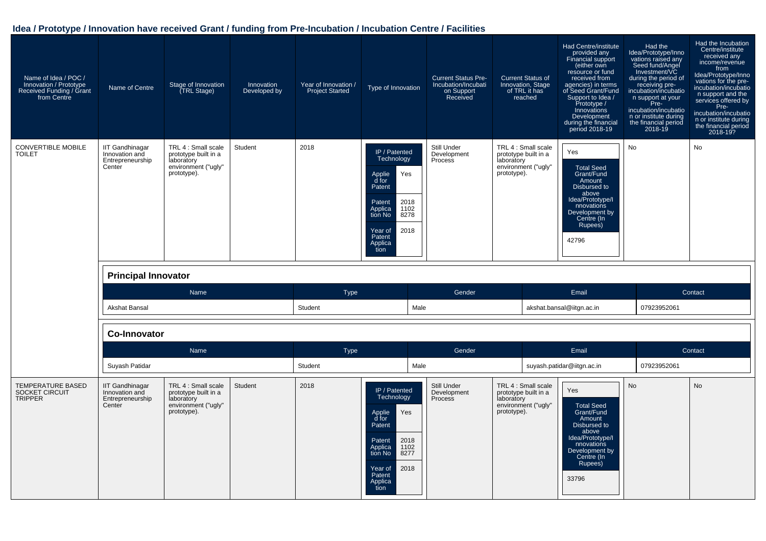## Idea / Prototype / Innovation have received Grant / funding from Pre-Incubation / Incubation Centre / Facilities

| Name of Idea / POC / Innovation / Prototype Received Funding / Grant from Centre | Name of Centre | Stage of Innovation (TRL Stage) | Innovation Developed by | Year of Innovation / Project Started | Type of Innovation | Current Status Pre-Incubation/Incubation Support Received | Current Status of Innovation, Stage of TRL it has reached | Had Centre/institute provided any Financial support (either own resource or fund received from agencies) in terms of Seed Grant/Fund Support to Idea / Prototype / Innovations Development during the financial period 2018-19 | Had the Idea/Prototype/Innovations raised any Seed fund/Angel Investment/VC during the period of receiving pre-incubation/incubation support at your Pre-incubation/incubation or institute during the financial period 2018-19 | Had the Incubation Centre/institute received any income/revenue from Idea/Prototype/Innovations for the pre-incubation/incubation support and the services offered by Pre-incubation/incubation or institute during the financial period 2018-19? |
|---|---|---|---|---|---|---|---|---|---|---|
| CONVERTIBLE MOBILE TOILET | IIT Gandhinagar Innovation and Entrepreneurship Center | TRL 4 : Small scale prototype built in a laboratory environment ("ugly" prototype). | Student | 2018 | IP / Patented Technology; Applied for Patent: Yes; Patent Application No: 201811028278; Year of Patent Application: 2018 | Still Under Development Process | TRL 4 : Small scale prototype built in a laboratory environment ("ugly" prototype). | Yes; Total Seed Grant/Fund Amount Disbursed to above Idea/Prototype/Innovations Development by Centre (In Rupees): 42796 | No | No |

**Principal Innovator**

| Name | Type | Gender | Email | Contact |
|---|---|---|---|---|
| Akshat Bansal | Student | Male | akshat.bansal@iitgn.ac.in | 07923952061 |

**Co-Innovator**

| Name | Type | Gender | Email | Contact |
|---|---|---|---|---|
| Suyash Patidar | Student | Male | suyash.patidar@iitgn.ac.in | 07923952061 |

| Name of Idea / POC / Innovation / Prototype Received Funding / Grant from Centre | Name of Centre | Stage of Innovation (TRL Stage) | Innovation Developed by | Year of Innovation / Project Started | Type of Innovation | Current Status Pre-Incubation/Incubation Support Received | Current Status of Innovation, Stage of TRL it has reached | Had Centre/institute provided any Financial support during the financial period 2018-19 | Had the Idea/Prototype/Innovations raised any Seed fund/Angel Investment/VC during the financial period 2018-19 | Had the Incubation Centre/institute received any income/revenue during the financial period 2018-19? |
|---|---|---|---|---|---|---|---|---|---|---|
| TEMPERATURE BASED SOCKET CIRCUIT TRIPPER | IIT Gandhinagar Innovation and Entrepreneurship Center | TRL 4 : Small scale prototype built in a laboratory environment ("ugly" prototype). | Student | 2018 | IP / Patented Technology; Applied for Patent: Yes; Patent Application No: 201811028277; Year of Patent Application: 2018 | Still Under Development Process | TRL 4 : Small scale prototype built in a laboratory environment ("ugly" prototype). | Yes; Total Seed Grant/Fund Amount Disbursed to above Idea/Prototype/Innovations Development by Centre (In Rupees): 33796 | No | No |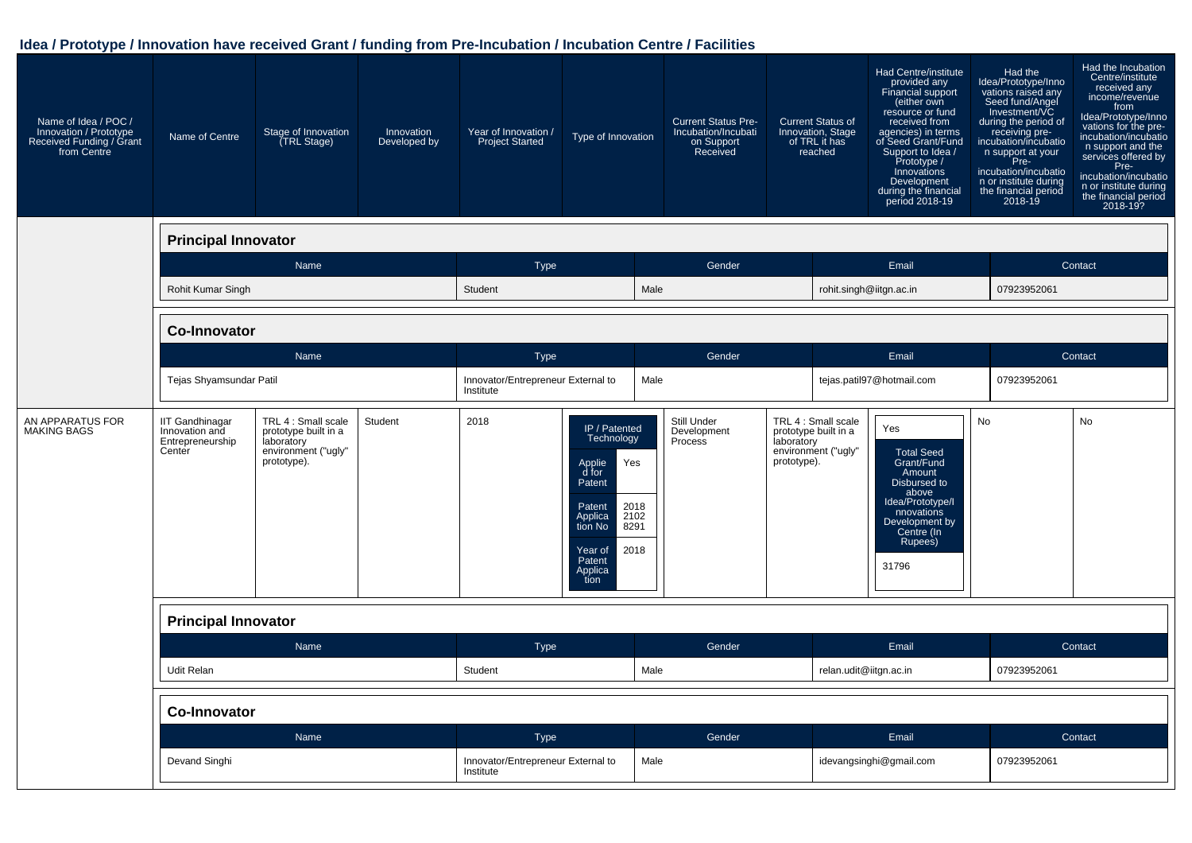### Idea / Prototype / Innovation have received Grant / funding from Pre-Incubation / Incubation Centre / Facilities

| Name of Idea / POC / Innovation / Prototype Received Funding / Grant from Centre | Name of Centre | Stage of Innovation (TRL Stage) | Innovation Developed by | Year of Innovation / Project Started | Type of Innovation | Current Status Pre-Incubation/Incubation Support Received | Current Status of Innovation, Stage of TRL it has reached | Had Centre/institute provided any Financial support (either own resource or fund received from agencies) in terms of Seed Grant/Fund Support to Idea / Prototype / Innovations Development during the financial period 2018-19 | Had the Idea/Prototype/Innovations raised any Seed fund/Angel Investment/VC during the period of receiving pre-incubation/incubation support at your Pre-incubation/incubation or institute during the financial period 2018-19 | Had the Incubation Centre/institute received any income/revenue from Idea/Prototype/Innovations for the pre-incubation/incubation support and the services offered by Pre-incubation/incubation or institute during the financial period 2018-19? |
|---|---|---|---|---|---|---|---|---|---|---|

**Principal Innovator**

| Name | Type | Gender | Email | Contact |
|---|---|---|---|---|
| Rohit Kumar Singh | Student | Male | rohit.singh@iitgn.ac.in | 07923952061 |

**Co-Innovator**

| Name | Type | Gender | Email | Contact |
|---|---|---|---|---|
| Tejas Shyamsundar Patil | Innovator/Entrepreneur External to Institute | Male | tejas.patil97@hotmail.com | 07923952061 |

| Name of Idea / POC / Innovation / Prototype Received Funding / Grant from Centre | Name of Centre | Stage of Innovation (TRL Stage) | Innovation Developed by | Year of Innovation / Project Started | Type of Innovation | Current Status Pre-Incubation/Incubation Support Received | Current Status of Innovation, Stage of TRL it has reached | Financial support 2018-19 | Seed fund/Angel Investment/VC raised 2018-19 | Income/revenue received 2018-19 |
|---|---|---|---|---|---|---|---|---|---|---|
| AN APPARATUS FOR MAKING BAGS | IIT Gandhinagar Innovation and Entrepreneurship Center | TRL 4 : Small scale prototype built in a laboratory environment ("ugly" prototype). | Student | 2018 | IP / Patented Technology<br>Applied for Patent: Yes<br>Patent Application No: 201821028291<br>Year of Patent Application: 2018 | Still Under Development Process | TRL 4 : Small scale prototype built in a laboratory environment ("ugly" prototype). | Yes<br>Total Seed Grant/Fund Amount Disbursed to above Idea/Prototype/Innovations Development by Centre (In Rupees): 31796 | No | No |

**Principal Innovator**

| Name | Type | Gender | Email | Contact |
|---|---|---|---|---|
| Udit Relan | Student | Male | relan.udit@iitgn.ac.in | 07923952061 |

**Co-Innovator**

| Name | Type | Gender | Email | Contact |
|---|---|---|---|---|
| Devand Singhi | Innovator/Entrepreneur External to Institute | Male | idevangsinghi@gmail.com | 07923952061 |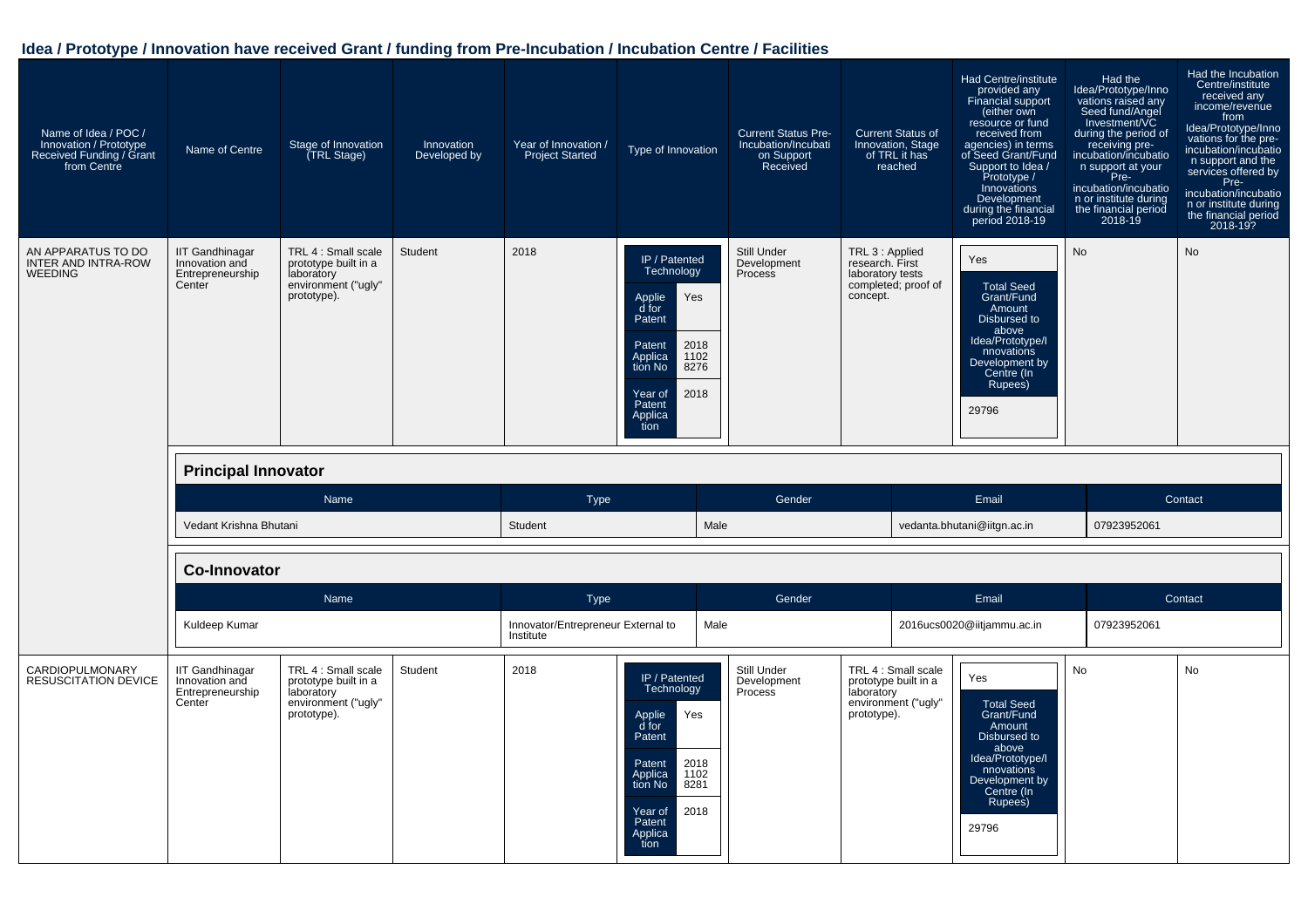## Idea / Prototype / Innovation have received Grant / funding from Pre-Incubation / Incubation Centre / Facilities

| Name of Idea / POC / Innovation / Prototype Received Funding / Grant from Centre | Name of Centre | Stage of Innovation (TRL Stage) | Innovation Developed by | Year of Innovation / Project Started | Type of Innovation | Current Status Pre-Incubation/Incubation Support Received | Current Status of Innovation, Stage of TRL it has reached | Had Centre/institute provided any Financial support (either own resource or fund received from agencies) in terms of Seed Grant/Fund Support to Idea / Prototype / Innovations Development during the financial period 2018-19 | Had the Idea/Prototype/Innovations raised any Seed fund/Angel Investment/VC during the period of receiving pre-incubation/incubation support at your Pre-incubation/incubation or institute during the financial period 2018-19 | Had the Incubation Centre/institute received any income/revenue from Idea/Prototype/Innovations for the pre-incubation/incubation support and the services offered by Pre-incubation/incubation or institute during the financial period 2018-19? |
|---|---|---|---|---|---|---|---|---|---|---|
| AN APPARATUS TO DO INTER AND INTRA-ROW WEEDING | IIT Gandhinagar Innovation and Entrepreneurship Center | TRL 4 : Small scale prototype built in a laboratory environment ("ugly" prototype). | Student | 2018 | IP / Patented Technology<br>Applied for Patent: Yes<br>Patent Application No: 201811028276<br>Year of Patent Application: 2018 | Still Under Development Process | TRL 3 : Applied research. First laboratory tests completed; proof of concept. | Yes<br>Total Seed Grant/Fund Amount Disbursed to above Idea/Prototype/Innovations Development by Centre (In Rupees): 29796 | No | No |

**Principal Innovator**

| Name | Type | Gender | Email | Contact |
|---|---|---|---|---|
| Vedant Krishna Bhutani | Student | Male | vedanta.bhutani@iitgn.ac.in | 07923952061 |

**Co-Innovator**

| Name | Type | Gender | Email | Contact |
|---|---|---|---|---|
| Kuldeep Kumar | Innovator/Entrepreneur External to Institute | Male | 2016ucs0020@iitjammu.ac.in | 07923952061 |

| Name of Idea / POC / Innovation / Prototype Received Funding / Grant from Centre | Name of Centre | Stage of Innovation (TRL Stage) | Innovation Developed by | Year of Innovation / Project Started | Type of Innovation | Current Status Pre-Incubation/Incubation Support Received | Current Status of Innovation, Stage of TRL it has reached | Had Centre/institute provided any Financial support (either own resource or fund received from agencies) in terms of Seed Grant/Fund Support to Idea / Prototype / Innovations Development during the financial period 2018-19 | Had the Idea/Prototype/Innovations raised any Seed fund/Angel Investment/VC during the period of receiving pre-incubation/incubation support at your Pre-incubation/incubation or institute during the financial period 2018-19 | Had the Incubation Centre/institute received any income/revenue from Idea/Prototype/Innovations for the pre-incubation/incubation support and the services offered by Pre-incubation/incubation or institute during the financial period 2018-19? |
|---|---|---|---|---|---|---|---|---|---|---|
| CARDIOPULMONARY RESUSCITATION DEVICE | IIT Gandhinagar Innovation and Entrepreneurship Center | TRL 4 : Small scale prototype built in a laboratory environment ("ugly" prototype). | Student | 2018 | IP / Patented Technology<br>Applied for Patent: Yes<br>Patent Application No: 201811028281<br>Year of Patent Application: 2018 | Still Under Development Process | TRL 4 : Small scale prototype built in a laboratory environment ("ugly" prototype). | Yes<br>Total Seed Grant/Fund Amount Disbursed to above Idea/Prototype/Innovations Development by Centre (In Rupees): 29796 | No | No |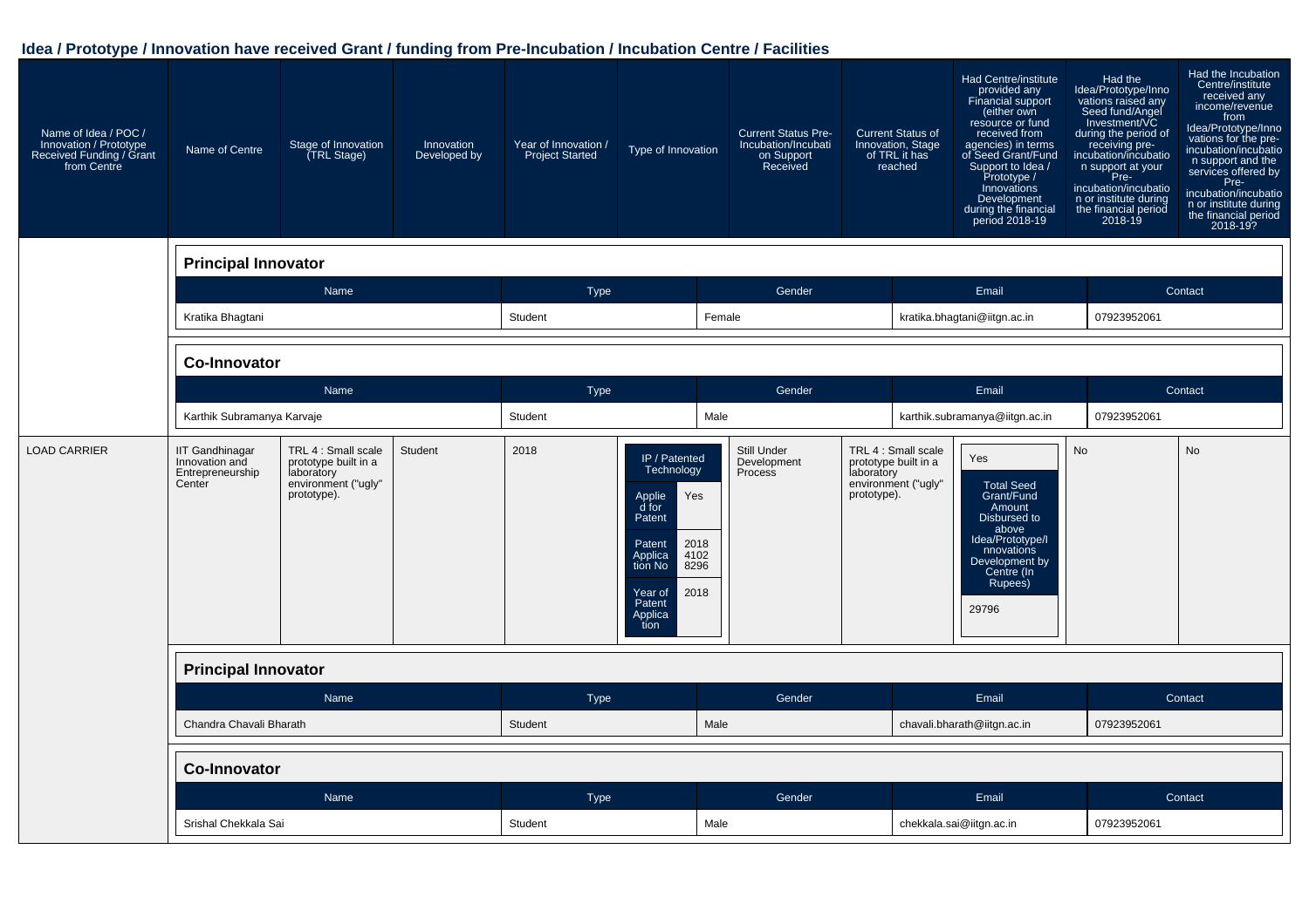## Idea / Prototype / Innovation have received Grant / funding from Pre-Incubation / Incubation Centre / Facilities

| Name of Idea / POC / Innovation / Prototype Received Funding / Grant from Centre | Name of Centre | Stage of Innovation (TRL Stage) | Innovation Developed by | Year of Innovation / Project Started | Type of Innovation | Current Status Pre-Incubation/Incubation Support Received | Current Status of Innovation, Stage of TRL it has reached | Had Centre/institute provided any Financial support (either own resource or fund received from agencies) in terms of Seed Grant/Fund Support to Idea / Prototype / Innovations Development during the financial period 2018-19 | Had the Idea/Prototype/Innovations raised any Seed fund/Angel Investment/VC during the period of receiving pre-incubation/incubation support at your Pre-incubation/incubation or institute during the financial period 2018-19 | Had the Incubation Centre/institute received any income/revenue from Idea/Prototype/Innovations for the pre-incubation/incubation support and the services offered by Pre-incubation/incubation or institute during the financial period 2018-19? |
|---|---|---|---|---|---|---|---|---|---|---|

**Principal Innovator**

| Name | Type | Gender | Email | Contact |
|---|---|---|---|---|
| Kratika Bhagtani | Student | Female | kratika.bhagtani@iitgn.ac.in | 07923952061 |

**Co-Innovator**

| Name | Type | Gender | Email | Contact |
|---|---|---|---|---|
| Karthik Subramanya Karvaje | Student | Male | karthik.subramanya@iitgn.ac.in | 07923952061 |

| Name of Idea / POC / Innovation / Prototype Received Funding / Grant from Centre | Name of Centre | Stage of Innovation (TRL Stage) | Innovation Developed by | Year of Innovation / Project Started | Type of Innovation | Current Status Pre-Incubation/Incubation Support Received | Current Status of Innovation, Stage of TRL it has reached | Financial support 2018-19 | Seed fund/Angel Investment/VC raised | Income/revenue received |
|---|---|---|---|---|---|---|---|---|---|---|
| LOAD CARRIER | IIT Gandhinagar Innovation and Entrepreneurship Center | TRL 4 : Small scale prototype built in a laboratory environment ("ugly" prototype). | Student | 2018 | IP / Patented Technology<br>Applied for Patent: Yes<br>Patent Application No: 201841028296<br>Year of Patent Application: 2018 | Still Under Development Process | TRL 4 : Small scale prototype built in a laboratory environment ("ugly" prototype). | Yes<br>Total Seed Grant/Fund Amount Disbursed to above Idea/Prototype/Innovations Development by Centre (In Rupees): 29796 | No | No |

**Principal Innovator**

| Name | Type | Gender | Email | Contact |
|---|---|---|---|---|
| Chandra Chavali Bharath | Student | Male | chavali.bharath@iitgn.ac.in | 07923952061 |

**Co-Innovator**

| Name | Type | Gender | Email | Contact |
|---|---|---|---|---|
| Srishal Chekkala Sai | Student | Male | chekkala.sai@iitgn.ac.in | 07923952061 |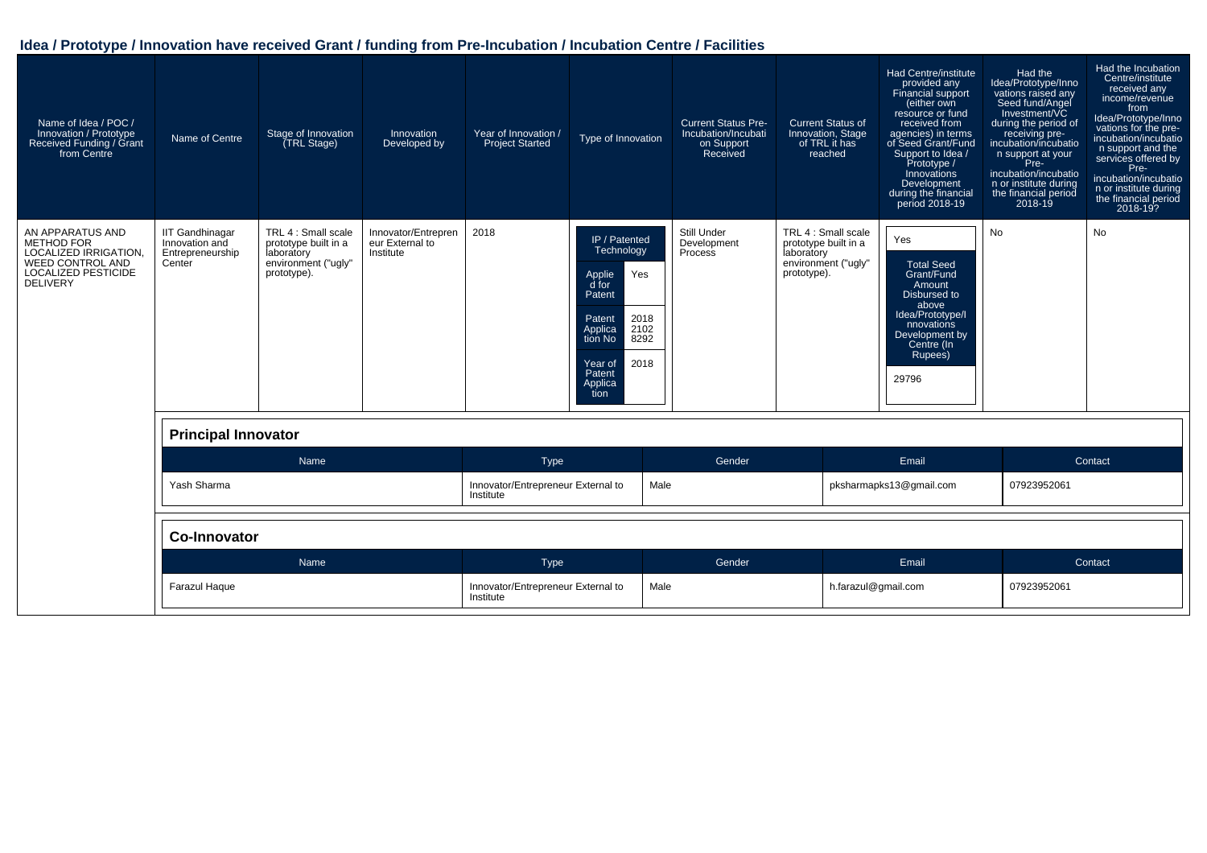## Idea / Prototype / Innovation have received Grant / funding from Pre-Incubation / Incubation Centre / Facilities

| Name of Idea / POC / Innovation / Prototype Received Funding / Grant from Centre | Name of Centre | Stage of Innovation (TRL Stage) | Innovation Developed by | Year of Innovation / Project Started | Type of Innovation | Current Status Pre-Incubation/Incubation Support Received | Current Status of Innovation, Stage of TRL it has reached | Had Centre/institute provided any Financial support (either own resource or fund received from agencies) in terms of Seed Grant/Fund Support to Idea / Prototype / Innovations Development during the financial period 2018-19 | Had the Idea/Prototype/Innovations raised any Seed fund/Angel Investment/VC during the period of receiving pre-incubation/incubation support at your Pre-incubation/incubation or institute during the financial period 2018-19 | Had the Incubation Centre/institute received any income/revenue from Idea/Prototype/Innovations for the pre-incubation/incubation support and the services offered by Pre-incubation/incubation or institute during the financial period 2018-19? |
|---|---|---|---|---|---|---|---|---|---|---|
| AN APPARATUS AND METHOD FOR LOCALIZED IRRIGATION, WEED CONTROL AND LOCALIZED PESTICIDE DELIVERY | IIT Gandhinagar Innovation and Entrepreneurship Center | TRL 4 : Small scale prototype built in a laboratory environment ("ugly" prototype). | Innovator/Entrepreneur External to Institute | 2018 | IP / Patented Technology<br>Applied for Patent: Yes<br>Patent Application No: 201821028292<br>Year of Patent Application: 2018 | Still Under Development Process | TRL 4 : Small scale prototype built in a laboratory environment ("ugly" prototype). | Yes<br>Total Seed Grant/Fund Amount Disbursed to above Idea/Prototype/Innovations Development by Centre (In Rupees): 29796 | No | No |

**Principal Innovator**

| Name | Type | Gender | Email | Contact |
|---|---|---|---|---|
| Yash Sharma | Innovator/Entrepreneur External to Institute | Male | pksharmapks13@gmail.com | 07923952061 |

**Co-Innovator**

| Name | Type | Gender | Email | Contact |
|---|---|---|---|---|
| Farazul Haque | Innovator/Entrepreneur External to Institute | Male | h.farazul@gmail.com | 07923952061 |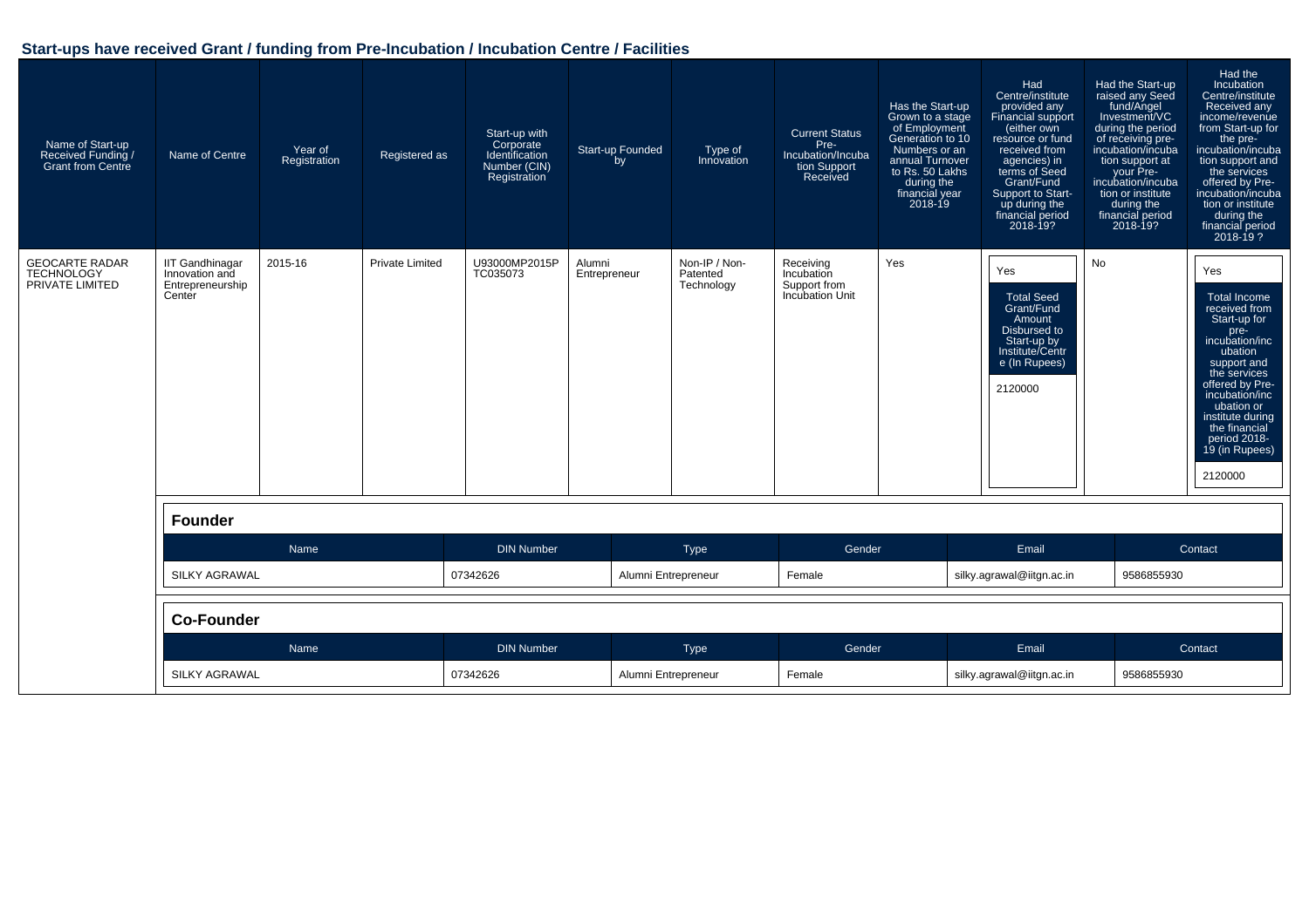## Start-ups have received Grant / funding from Pre-Incubation / Incubation Centre / Facilities

| Name of Start-up Received Funding / Grant from Centre | Name of Centre | Year of Registration | Registered as | Start-up with Corporate Identification Number (CIN) Registration | Start-up Founded by | Type of Innovation | Current Status Pre-Incubation/Incubation Support Received | Has the Start-up Grown to a stage of Employment Generation to 10 Numbers or an annual Turnover to Rs. 50 Lakhs during the financial year 2018-19 | Had Centre/institute provided any Financial support (either own resource or fund received from agencies) in terms of Seed Grant/Fund Support to Start-up during the financial period 2018-19? | Had the Start-up raised any Seed fund/Angel Investment/VC during the period of receiving pre-incubation/incubation support at your Pre-incubation/incubation or institute during the financial period 2018-19? | Had the Incubation Centre/institute Received any income/revenue from Start-up for the pre-incubation/incubation support and the services offered by Pre-incubation/incubation or institute during the financial period 2018-19 ? |
|---|---|---|---|---|---|---|---|---|---|---|---|
| GEOCARTE RADAR TECHNOLOGY PRIVATE LIMITED | IIT Gandhinagar Innovation and Entrepreneurship Center | 2015-16 | Private Limited | U93000MP2015PTC035073 | Alumni Entrepreneur | Non-IP / Non-Patented Technology | Receiving Incubation Support from Incubation Unit | Yes | Yes<br>Total Seed Grant/Fund Amount Disbursed to Start-up by Institute/Centre (In Rupees)<br>2120000 | No | Yes<br>Total Income received from Start-up for pre-incubation/incubation support and the services offered by Pre-incubation/incubation or institute during the financial period 2018-19 (in Rupees)<br>2120000 |

**Founder**

| Name | DIN Number | Type | Gender | Email | Contact |
|---|---|---|---|---|---|
| SILKY AGRAWAL | 07342626 | Alumni Entrepreneur | Female | silky.agrawal@iitgn.ac.in | 9586855930 |

**Co-Founder**

| Name | DIN Number | Type | Gender | Email | Contact |
|---|---|---|---|---|---|
| SILKY AGRAWAL | 07342626 | Alumni Entrepreneur | Female | silky.agrawal@iitgn.ac.in | 9586855930 |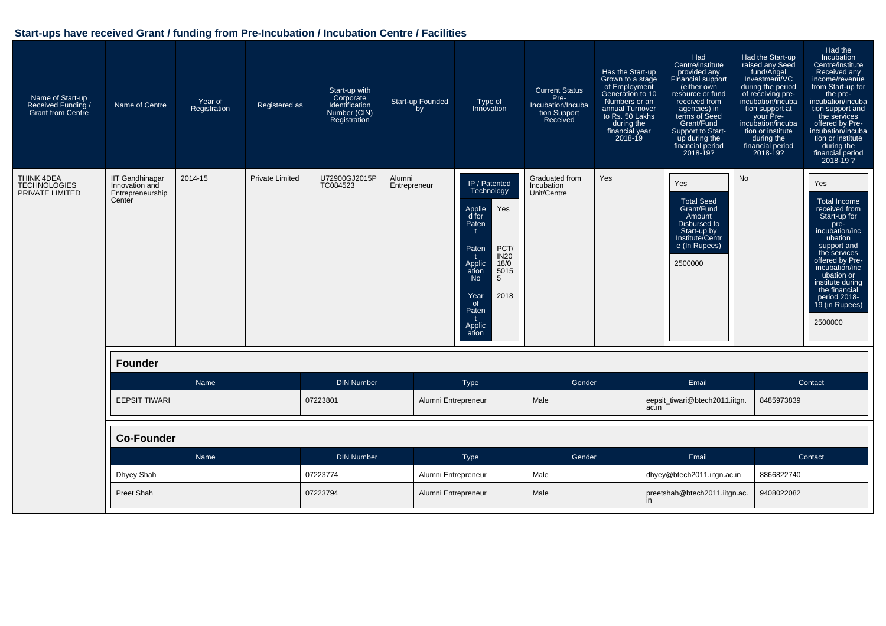## Start-ups have received Grant / funding from Pre-Incubation / Incubation Centre / Facilities

| Name of Start-up Received Funding / Grant from Centre | Name of Centre | Year of Registration | Registered as | Start-up with Corporate Identification Number (CIN) Registration | Start-up Founded by | Type of Innovation | Current Status Pre-Incubation/Incubation Support Received | Has the Start-up Grown to a stage of Employment Generation to 10 Numbers or an annual Turnover to Rs. 50 Lakhs during the financial year 2018-19 | Had Centre/institute provided any Financial support (either own resource or fund received from agencies) in terms of Seed Grant/Fund Support to Start-up during the financial period 2018-19? | Had the Start-up raised any Seed fund/Angel Investment/VC during the period of receiving pre-incubation/incubation support at your Pre-incubation/incubation or institute during the financial period 2018-19? | Had the Incubation Centre/institute Received any income/revenue from Start-up for the pre-incubation/incubation support and the services offered by Pre-incubation/incubation or institute during the financial period 2018-19 ? |
|---|---|---|---|---|---|---|---|---|---|---|---|
| THINK 4DEA TECHNOLOGIES PRIVATE LIMITED | IIT Gandhinagar Innovation and Entrepreneurship Center | 2014-15 | Private Limited | U72900GJ2015PTC084523 | Alumni Entrepreneur | IP / Patented Technology<br>Applied for Patent: Yes<br>Patent Application No: PCT/IN2018/050155<br>Year of Patent Application: 2018 | Graduated from Incubation Unit/Centre | Yes | Yes<br>Total Seed Grant/Fund Amount Disbursed to Start-up by Institute/Centre (In Rupees): 2500000 | No | Yes<br>Total Income received from Start-up for pre-incubation/incubation support and the services offered by Pre-incubation/incubation or institute during the financial period 2018-19 (in Rupees): 2500000 |

### Founder

| Name | DIN Number | Type | Gender | Email | Contact |
|---|---|---|---|---|---|
| EEPSIT TIWARI | 07223801 | Alumni Entrepreneur | Male | eepsit_tiwari@btech2011.iitgn.ac.in | 8485973839 |

### Co-Founder

| Name | DIN Number | Type | Gender | Email | Contact |
|---|---|---|---|---|---|
| Dhyey Shah | 07223774 | Alumni Entrepreneur | Male | dhyey@btech2011.iitgn.ac.in | 8866822740 |
| Preet Shah | 07223794 | Alumni Entrepreneur | Male | preetshah@btech2011.iitgn.ac.in | 9408022082 |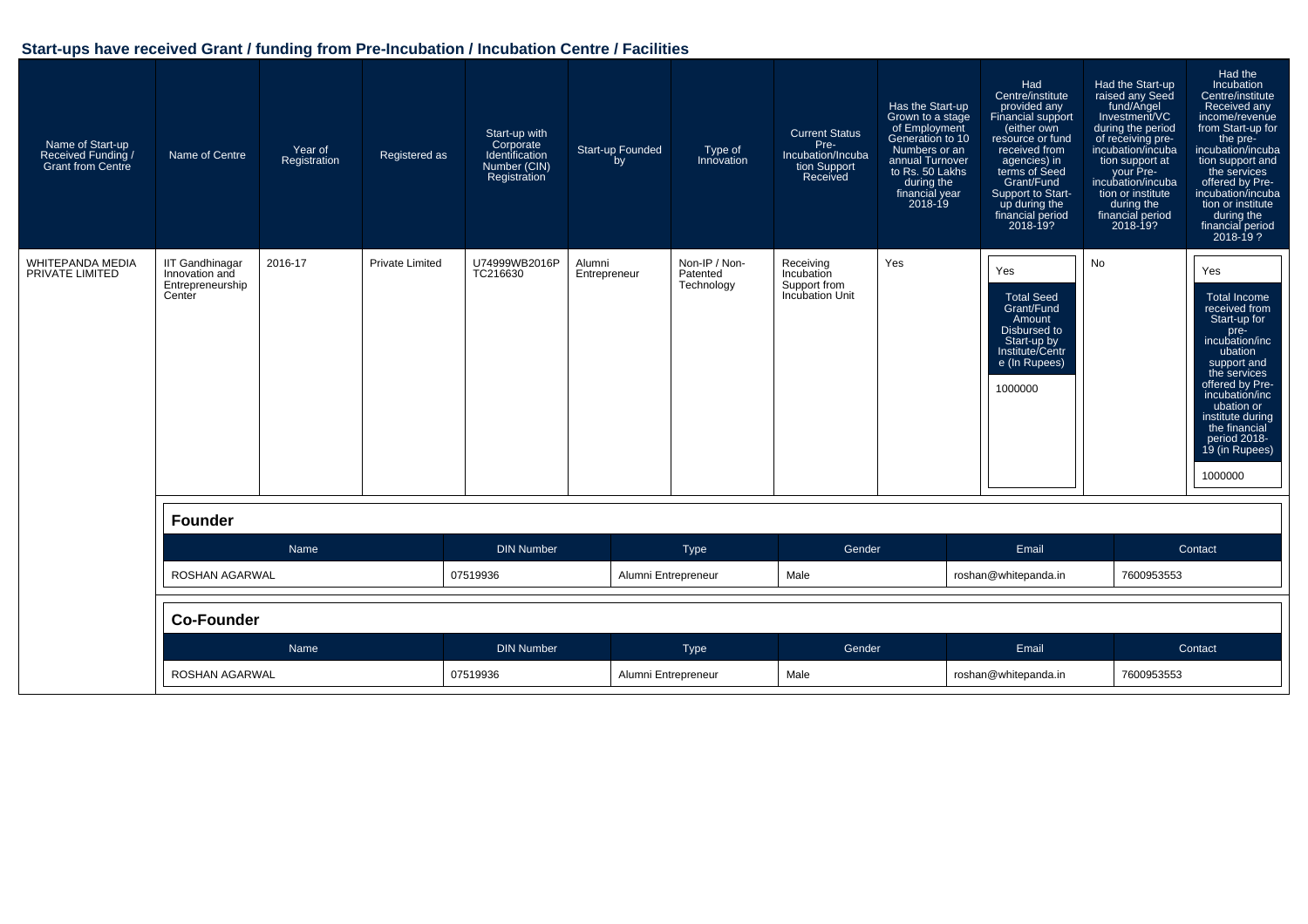## Start-ups have received Grant / funding from Pre-Incubation / Incubation Centre / Facilities

| Name of Start-up Received Funding / Grant from Centre | Name of Centre | Year of Registration | Registered as | Start-up with Corporate Identification Number (CIN) Registration | Start-up Founded by | Type of Innovation | Current Status Pre-Incubation/Incubation Support Received | Has the Start-up Grown to a stage of Employment Generation to 10 Numbers or an annual Turnover to Rs. 50 Lakhs during the financial year 2018-19 | Had Centre/institute provided any Financial support (either own resource or fund received from agencies) in terms of Seed Grant/Fund Support to Start-up during the financial period 2018-19? | Had the Start-up raised any Seed fund/Angel Investment/VC during the period of receiving pre-incubation/incubation support at your Pre-incubation/incubation or institute during the financial period 2018-19? | Had the Incubation Centre/institute Received any income/revenue from Start-up for the pre-incubation/incubation support and the services offered by Pre-incubation/incubation or institute during the financial period 2018-19 ? |
|---|---|---|---|---|---|---|---|---|---|---|---|
| WHITEPANDA MEDIA PRIVATE LIMITED | IIT Gandhinagar Innovation and Entrepreneurship Center | 2016-17 | Private Limited | U74999WB2016PTC216630 | Alumni Entrepreneur | Non-IP / Non-Patented Technology | Receiving Incubation Support from Incubation Unit | Yes | Yes<br>Total Seed Grant/Fund Amount Disbursed to Start-up by Institute/Centre (In Rupees)<br>1000000 | No | Yes<br>Total Income received from Start-up for pre-incubation/incubation support and the services offered by Pre-incubation/incubation or institute during the financial period 2018-19 (in Rupees)<br>1000000 |

### Founder

| Name | DIN Number | Type | Gender | Email | Contact |
|---|---|---|---|---|---|
| ROSHAN AGARWAL | 07519936 | Alumni Entrepreneur | Male | roshan@whitepanda.in | 7600953553 |

### Co-Founder

| Name | DIN Number | Type | Gender | Email | Contact |
|---|---|---|---|---|---|
| ROSHAN AGARWAL | 07519936 | Alumni Entrepreneur | Male | roshan@whitepanda.in | 7600953553 |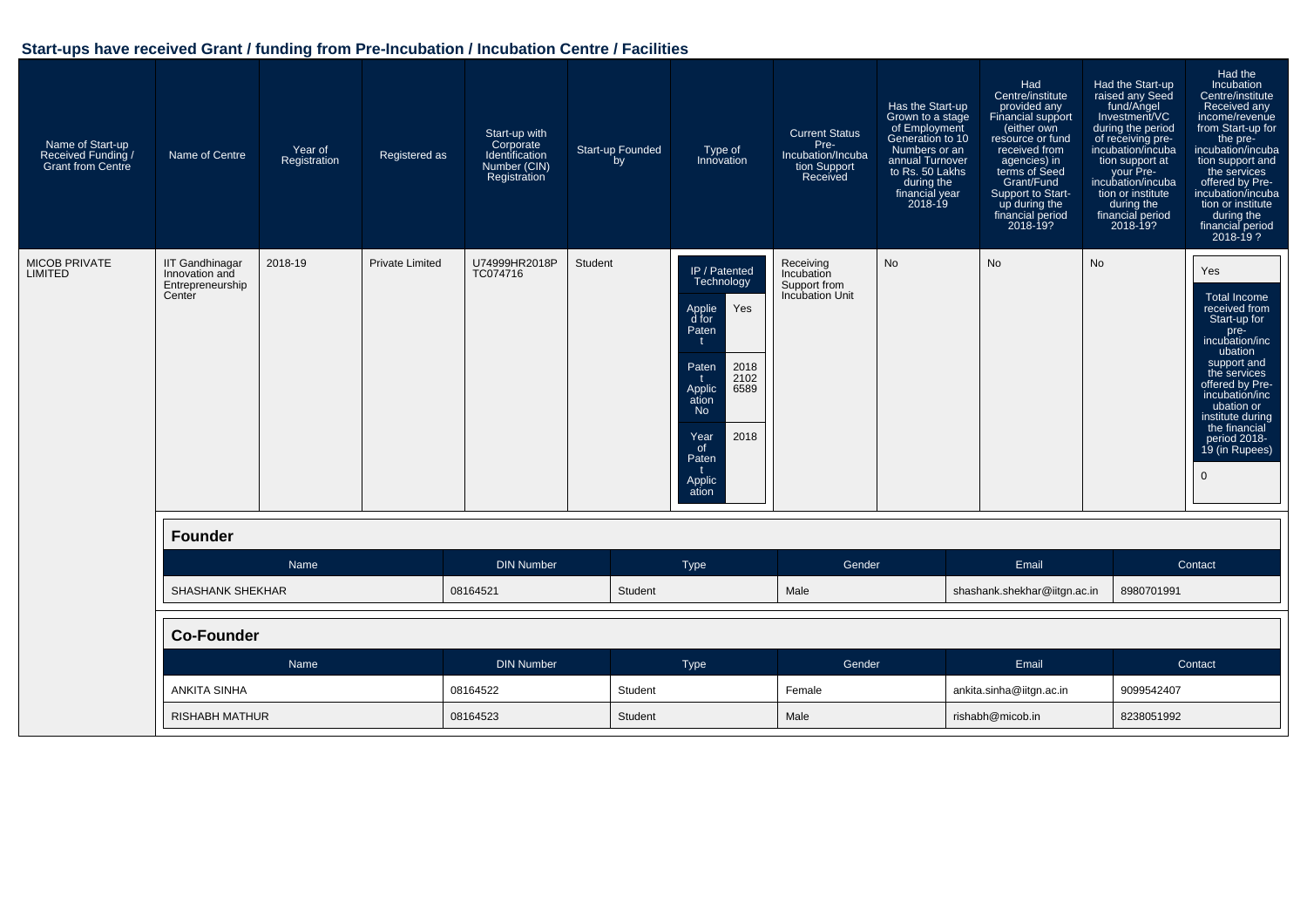## Start-ups have received Grant / funding from Pre-Incubation / Incubation Centre / Facilities

| Name of Start-up Received Funding / Grant from Centre | Name of Centre | Year of Registration | Registered as | Start-up with Corporate Identification Number (CIN) Registration | Start-up Founded by | Type of Innovation | Current Status Pre-Incubation/Incubation Support Received | Has the Start-up Grown to a stage of Employment Generation to 10 Numbers or an annual Turnover to Rs. 50 Lakhs during the financial year 2018-19 | Had Centre/institute provided any Financial support (either own resource or fund received from agencies) in terms of Seed Grant/Fund Support to Start-up during the financial period 2018-19? | Had the Start-up raised any Seed fund/Angel Investment/VC during the period of receiving pre-incubation/incubation support at your Pre-incubation/incubation or institute during the financial period 2018-19? | Had the Incubation Centre/institute Received any income/revenue from Start-up for the pre-incubation/incubation support and the services offered by Pre-incubation/incubation or institute during the financial period 2018-19 ? |
|---|---|---|---|---|---|---|---|---|---|---|---|
| MICOB PRIVATE LIMITED | IIT Gandhinagar Innovation and Entrepreneurship Center | 2018-19 | Private Limited | U74999HR2018PTC074716 | Student | IP / Patented Technology; Applied for Patent: Yes; Patent Application No: 201821026589; Year of Patent Application: 2018 | Receiving Incubation Support from Incubation Unit | No | No | No | Yes; Total Income received from Start-up for pre-incubation/incubation support and the services offered by Pre-incubation/incubation or institute during the financial period 2018-19 (in Rupees): 0 |

**Founder**

| Name | DIN Number | Type | Gender | Email | Contact |
|---|---|---|---|---|---|
| SHASHANK SHEKHAR | 08164521 | Student | Male | shashank.shekhar@iitgn.ac.in | 8980701991 |

**Co-Founder**

| Name | DIN Number | Type | Gender | Email | Contact |
|---|---|---|---|---|---|
| ANKITA SINHA | 08164522 | Student | Female | ankita.sinha@iitgn.ac.in | 9099542407 |
| RISHABH MATHUR | 08164523 | Student | Male | rishabh@micob.in | 8238051992 |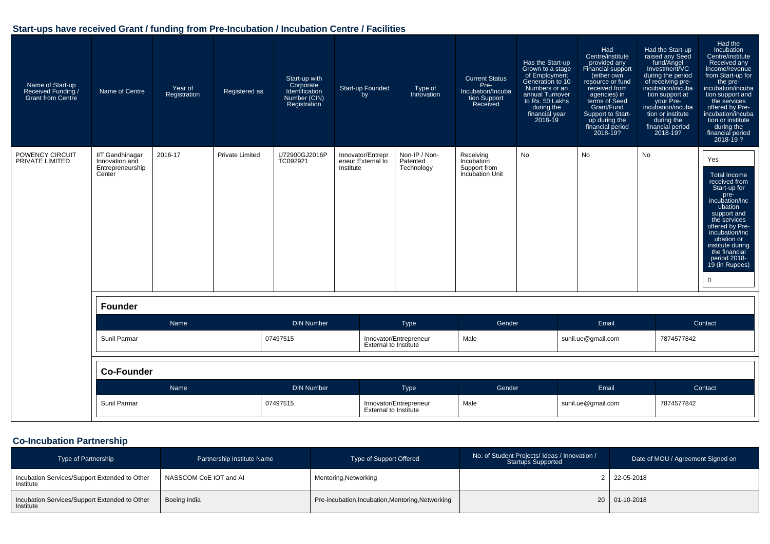## Start-ups have received Grant / funding from Pre-Incubation / Incubation Centre / Facilities

| Name of Start-up Received Funding / Grant from Centre | Name of Centre | Year of Registration | Registered as | Start-up with Corporate Identification Number (CIN) Registration | Start-up Founded by | Type of Innovation | Current Status Pre-Incubation/Incubation Support Received | Has the Start-up Grown to a stage of Employment Generation to 10 Numbers or an annual Turnover to Rs. 50 Lakhs during the financial year 2018-19 | Had Centre/institute provided any Financial support (either own resource or fund received from agencies) in terms of Seed Grant/Fund Support to Start-up during the financial period 2018-19? | Had the Start-up raised any Seed fund/Angel Investment/VC during the period of receiving pre-incubation/incubation support at your Pre-incubation/incubation or institute during the financial period 2018-19? | Had the Incubation Centre/institute Received any income/revenue from Start-up for the pre-incubation/incubation support and the services offered by Pre-incubation/incubation or institute during the financial period 2018-19 ? |
|---|---|---|---|---|---|---|---|---|---|---|---|
| POWENCY CIRCUIT PRIVATE LIMITED | IIT Gandhinagar Innovation and Entrepreneurship Center | 2016-17 | Private Limited | U72900GJ2016PTC092921 | Innovator/Entrepreneur External to Institute | Non-IP / Non-Patented Technology | Receiving Incubation Support from Incubation Unit | No | No | No | Yes<br>Total Income received from Start-up for pre-incubation/incubation support and the services offered by Pre-incubation/incubation or institute during the financial period 2018-19 (in Rupees)<br>0 |

**Founder**

| Name | DIN Number | Type | Gender | Email | Contact |
|---|---|---|---|---|---|
| Sunil Parmar | 07497515 | Innovator/Entrepreneur External to Institute | Male | sunil.ue@gmail.com | 7874577842 |

**Co-Founder**

| Name | DIN Number | Type | Gender | Email | Contact |
|---|---|---|---|---|---|
| Sunil Parmar | 07497515 | Innovator/Entrepreneur External to Institute | Male | sunil.ue@gmail.com | 7874577842 |

## Co-Incubation Partnership

| Type of Partnership | Partnership Institute Name | Type of Support Offered | No. of Student Projects/ Ideas / Innovation / Startups Supported | Date of MOU / Agreement Signed on |
|---|---|---|---|---|
| Incubation Services/Support Extended to Other Institute | NASSCOM CoE IOT and AI | Mentoring,Networking | 2 | 22-05-2018 |
| Incubation Services/Support Extended to Other Institute | Boeing India | Pre-incubation,Incubation,Mentoring,Networking | 20 | 01-10-2018 |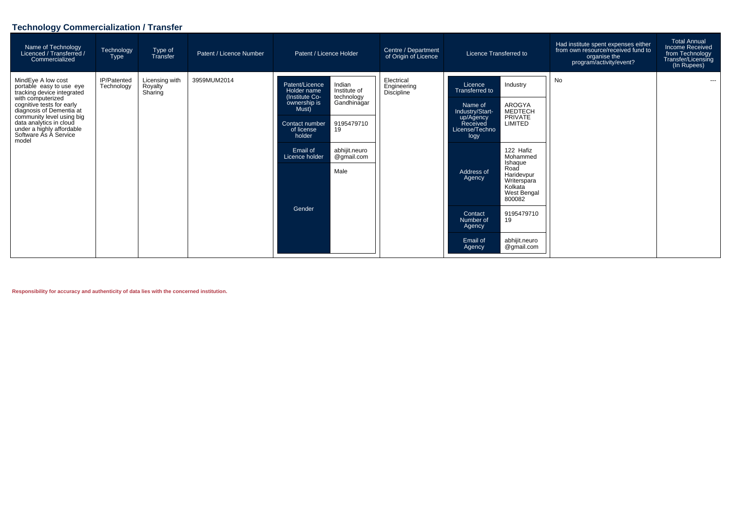## Technology Commercialization / Transfer

| Name of Technology Licenced / Transferred / Commercialized | Technology Type | Type of Transfer | Patent / Licence Number | Patent / Licence Holder | Centre / Department of Origin of Licence | Licence Transferred to | Had institute spent expenses either from own resource/received fund to organise the program/activity/event? | Total Annual Income Received from Technology Transfer/Licensing (In Rupees) |
|---|---|---|---|---|---|---|---|---|
| MindEye A low cost portable easy to use eye tracking device integrated with computerized cognitive tests for early diagnosis of Dementia at community level using big data analytics in cloud under a highly affordable Software As A Service model | IP/Patented Technology | Licensing with Royalty Sharing | 3959MUM2014 | Patent/Licence Holder name (Institute Co-ownership is Must): Indian Institute of technology Gandhinagar<br>Contact number of license holder: 919547971019<br>Email of Licence holder: abhijit.neuro@gmail.com<br>Gender: Male | Electrical Engineering Discipline | Licence Transferred to: Industry<br>Name of Industry/Start-up/Agency Received License/Technology: AROGYA MEDTECH PRIVATE LIMITED<br>Address of Agency: 122 Hafiz Mohammed Ishaque Road Haridevpur Writerspara Kolkata West Bengal 800082<br>Contact Number of Agency: 919547971019<br>Email of Agency: abhijit.neuro@gmail.com | No | --- |

**Responsibility for accuracy and authenticity of data lies with the concerned institution.**